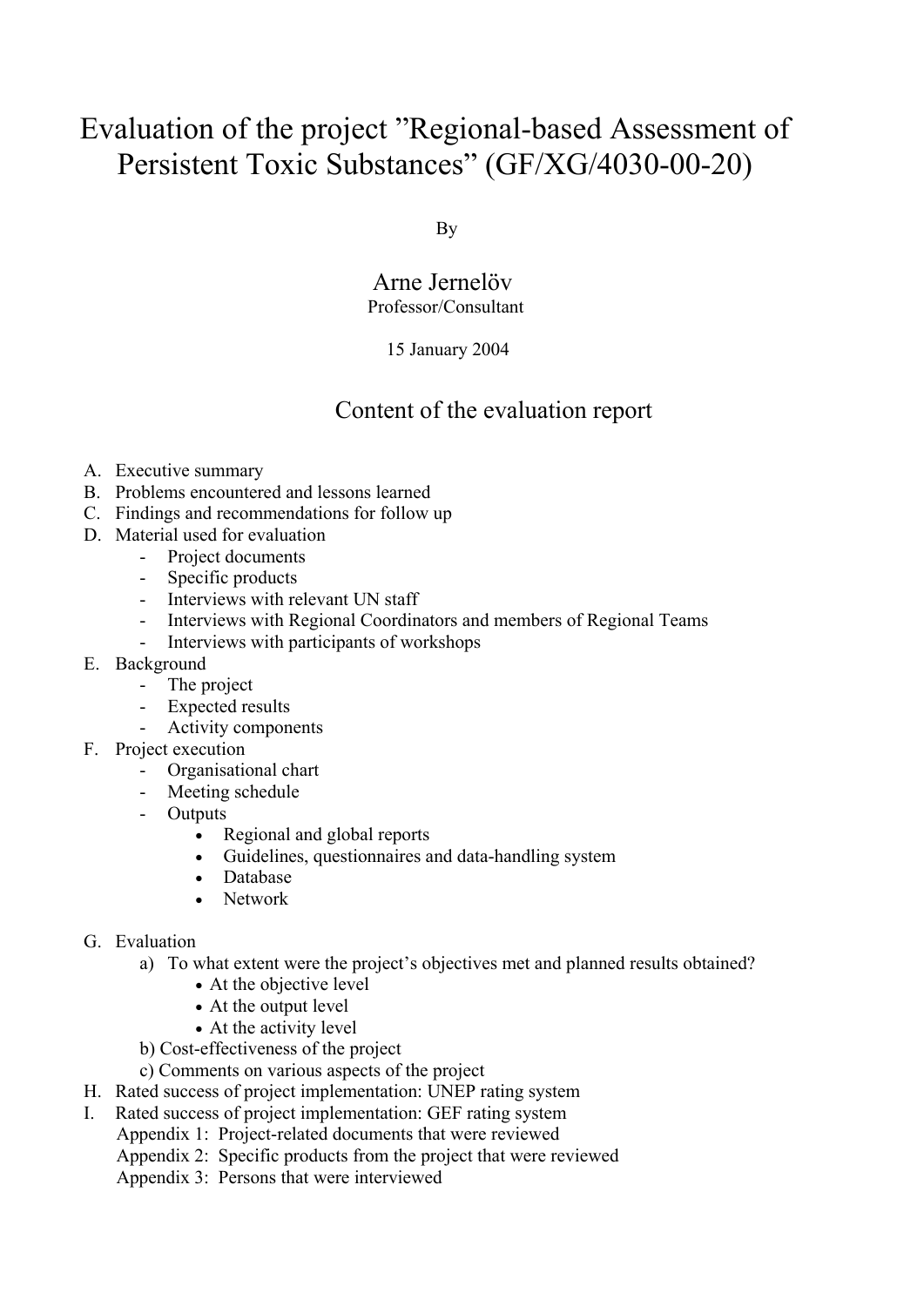# Evaluation of the project ”Regional-based Assessment of Persistent Toxic Substances” (GF/XG/4030-00-20)

By

Arne Jernelöv
Professor/Consultant

15 January 2004

## Content of the evaluation report

A. Executive summary
B. Problems encountered and lessons learned
C. Findings and recommendations for follow up
D. Material used for evaluation
   - Project documents
   - Specific products
   - Interviews with relevant UN staff
   - Interviews with Regional Coordinators and members of Regional Teams
   - Interviews with participants of workshops
E. Background
   - The project
   - Expected results
   - Activity components
F. Project execution
   - Organisational chart
   - Meeting schedule
   - Outputs
     - Regional and global reports
     - Guidelines, questionnaires and data-handling system
     - Database
     - Network
G. Evaluation
   a) To what extent were the project's objectives met and planned results obtained?
      - At the objective level
      - At the output level
      - At the activity level
   b) Cost-effectiveness of the project
   c) Comments on various aspects of the project
H. Rated success of project implementation: UNEP rating system
I. Rated success of project implementation: GEF rating system

Appendix 1: Project-related documents that were reviewed
Appendix 2: Specific products from the project that were reviewed
Appendix 3: Persons that were interviewed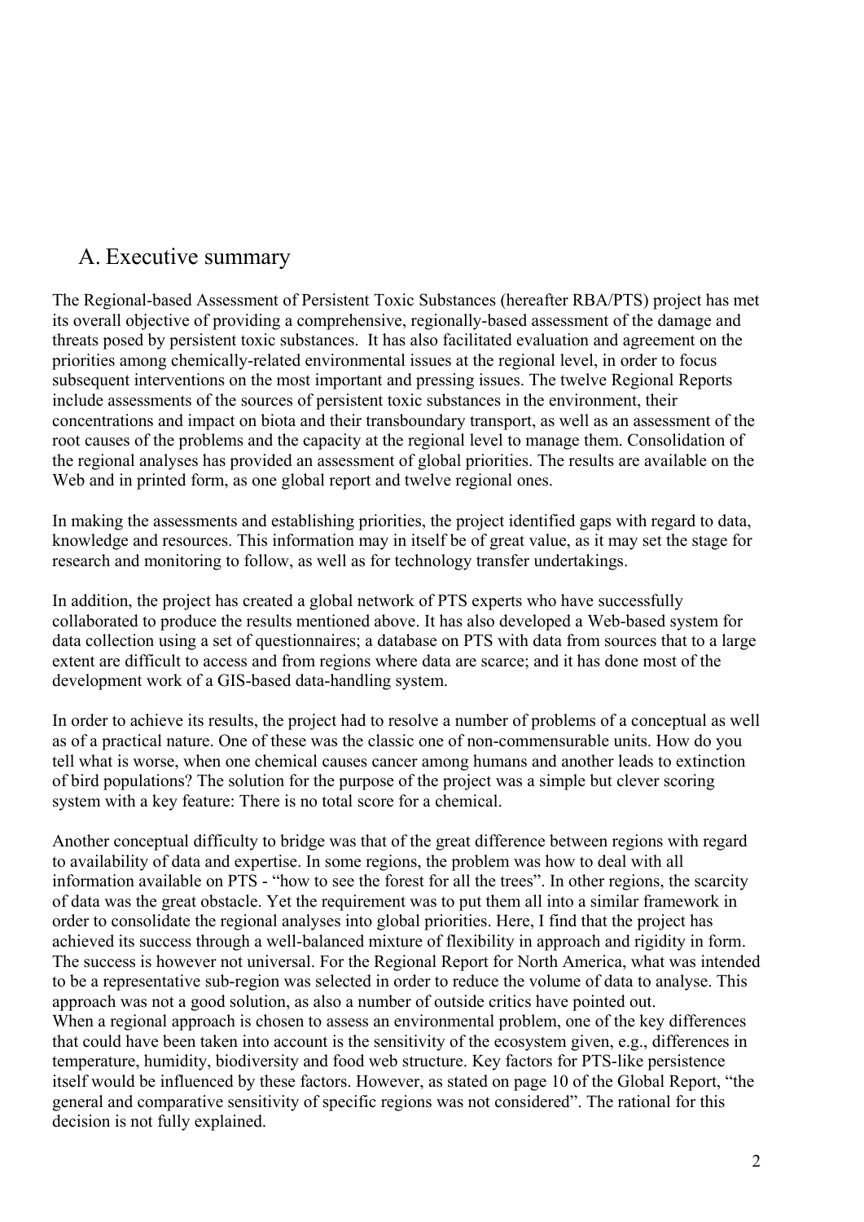## A. Executive summary

The Regional-based Assessment of Persistent Toxic Substances (hereafter RBA/PTS) project has met its overall objective of providing a comprehensive, regionally-based assessment of the damage and threats posed by persistent toxic substances. It has also facilitated evaluation and agreement on the priorities among chemically-related environmental issues at the regional level, in order to focus subsequent interventions on the most important and pressing issues. The twelve Regional Reports include assessments of the sources of persistent toxic substances in the environment, their concentrations and impact on biota and their transboundary transport, as well as an assessment of the root causes of the problems and the capacity at the regional level to manage them. Consolidation of the regional analyses has provided an assessment of global priorities. The results are available on the Web and in printed form, as one global report and twelve regional ones.

In making the assessments and establishing priorities, the project identified gaps with regard to data, knowledge and resources. This information may in itself be of great value, as it may set the stage for research and monitoring to follow, as well as for technology transfer undertakings.

In addition, the project has created a global network of PTS experts who have successfully collaborated to produce the results mentioned above. It has also developed a Web-based system for data collection using a set of questionnaires; a database on PTS with data from sources that to a large extent are difficult to access and from regions where data are scarce; and it has done most of the development work of a GIS-based data-handling system.

In order to achieve its results, the project had to resolve a number of problems of a conceptual as well as of a practical nature. One of these was the classic one of non-commensurable units. How do you tell what is worse, when one chemical causes cancer among humans and another leads to extinction of bird populations? The solution for the purpose of the project was a simple but clever scoring system with a key feature: There is no total score for a chemical.

Another conceptual difficulty to bridge was that of the great difference between regions with regard to availability of data and expertise. In some regions, the problem was how to deal with all information available on PTS - "how to see the forest for all the trees". In other regions, the scarcity of data was the great obstacle. Yet the requirement was to put them all into a similar framework in order to consolidate the regional analyses into global priorities. Here, I find that the project has achieved its success through a well-balanced mixture of flexibility in approach and rigidity in form. The success is however not universal. For the Regional Report for North America, what was intended to be a representative sub-region was selected in order to reduce the volume of data to analyse. This approach was not a good solution, as also a number of outside critics have pointed out.
When a regional approach is chosen to assess an environmental problem, one of the key differences that could have been taken into account is the sensitivity of the ecosystem given, e.g., differences in temperature, humidity, biodiversity and food web structure. Key factors for PTS-like persistence itself would be influenced by these factors. However, as stated on page 10 of the Global Report, "the general and comparative sensitivity of specific regions was not considered". The rational for this decision is not fully explained.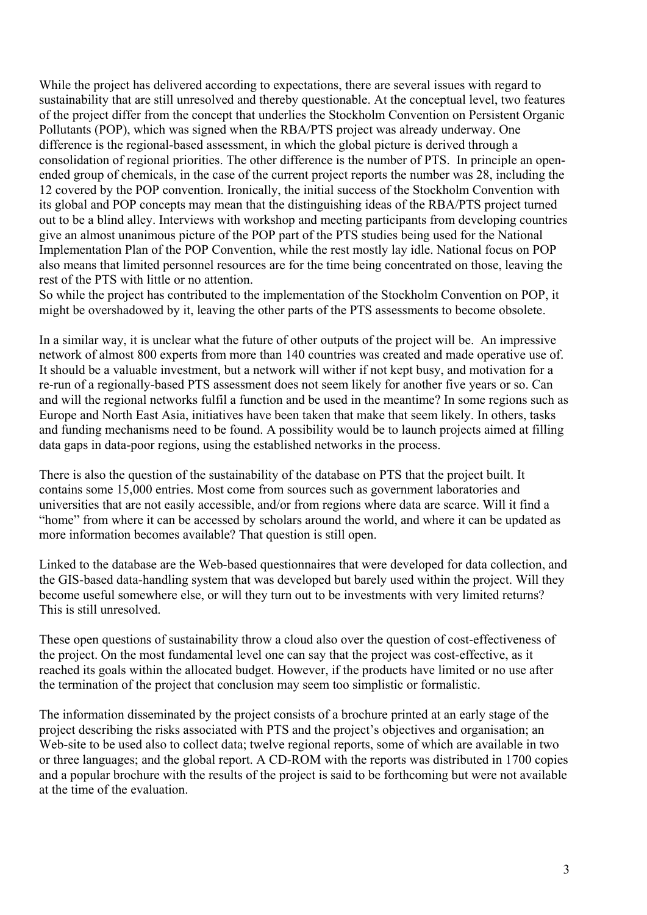While the project has delivered according to expectations, there are several issues with regard to sustainability that are still unresolved and thereby questionable. At the conceptual level, two features of the project differ from the concept that underlies the Stockholm Convention on Persistent Organic Pollutants (POP), which was signed when the RBA/PTS project was already underway. One difference is the regional-based assessment, in which the global picture is derived through a consolidation of regional priorities. The other difference is the number of PTS. In principle an open-ended group of chemicals, in the case of the current project reports the number was 28, including the 12 covered by the POP convention. Ironically, the initial success of the Stockholm Convention with its global and POP concepts may mean that the distinguishing ideas of the RBA/PTS project turned out to be a blind alley. Interviews with workshop and meeting participants from developing countries give an almost unanimous picture of the POP part of the PTS studies being used for the National Implementation Plan of the POP Convention, while the rest mostly lay idle. National focus on POP also means that limited personnel resources are for the time being concentrated on those, leaving the rest of the PTS with little or no attention.
So while the project has contributed to the implementation of the Stockholm Convention on POP, it might be overshadowed by it, leaving the other parts of the PTS assessments to become obsolete.

In a similar way, it is unclear what the future of other outputs of the project will be. An impressive network of almost 800 experts from more than 140 countries was created and made operative use of. It should be a valuable investment, but a network will wither if not kept busy, and motivation for a re-run of a regionally-based PTS assessment does not seem likely for another five years or so. Can and will the regional networks fulfil a function and be used in the meantime? In some regions such as Europe and North East Asia, initiatives have been taken that make that seem likely. In others, tasks and funding mechanisms need to be found. A possibility would be to launch projects aimed at filling data gaps in data-poor regions, using the established networks in the process.

There is also the question of the sustainability of the database on PTS that the project built. It contains some 15,000 entries. Most come from sources such as government laboratories and universities that are not easily accessible, and/or from regions where data are scarce. Will it find a "home" from where it can be accessed by scholars around the world, and where it can be updated as more information becomes available? That question is still open.

Linked to the database are the Web-based questionnaires that were developed for data collection, and the GIS-based data-handling system that was developed but barely used within the project. Will they become useful somewhere else, or will they turn out to be investments with very limited returns? This is still unresolved.

These open questions of sustainability throw a cloud also over the question of cost-effectiveness of the project. On the most fundamental level one can say that the project was cost-effective, as it reached its goals within the allocated budget. However, if the products have limited or no use after the termination of the project that conclusion may seem too simplistic or formalistic.

The information disseminated by the project consists of a brochure printed at an early stage of the project describing the risks associated with PTS and the project's objectives and organisation; an Web-site to be used also to collect data; twelve regional reports, some of which are available in two or three languages; and the global report. A CD-ROM with the reports was distributed in 1700 copies and a popular brochure with the results of the project is said to be forthcoming but were not available at the time of the evaluation.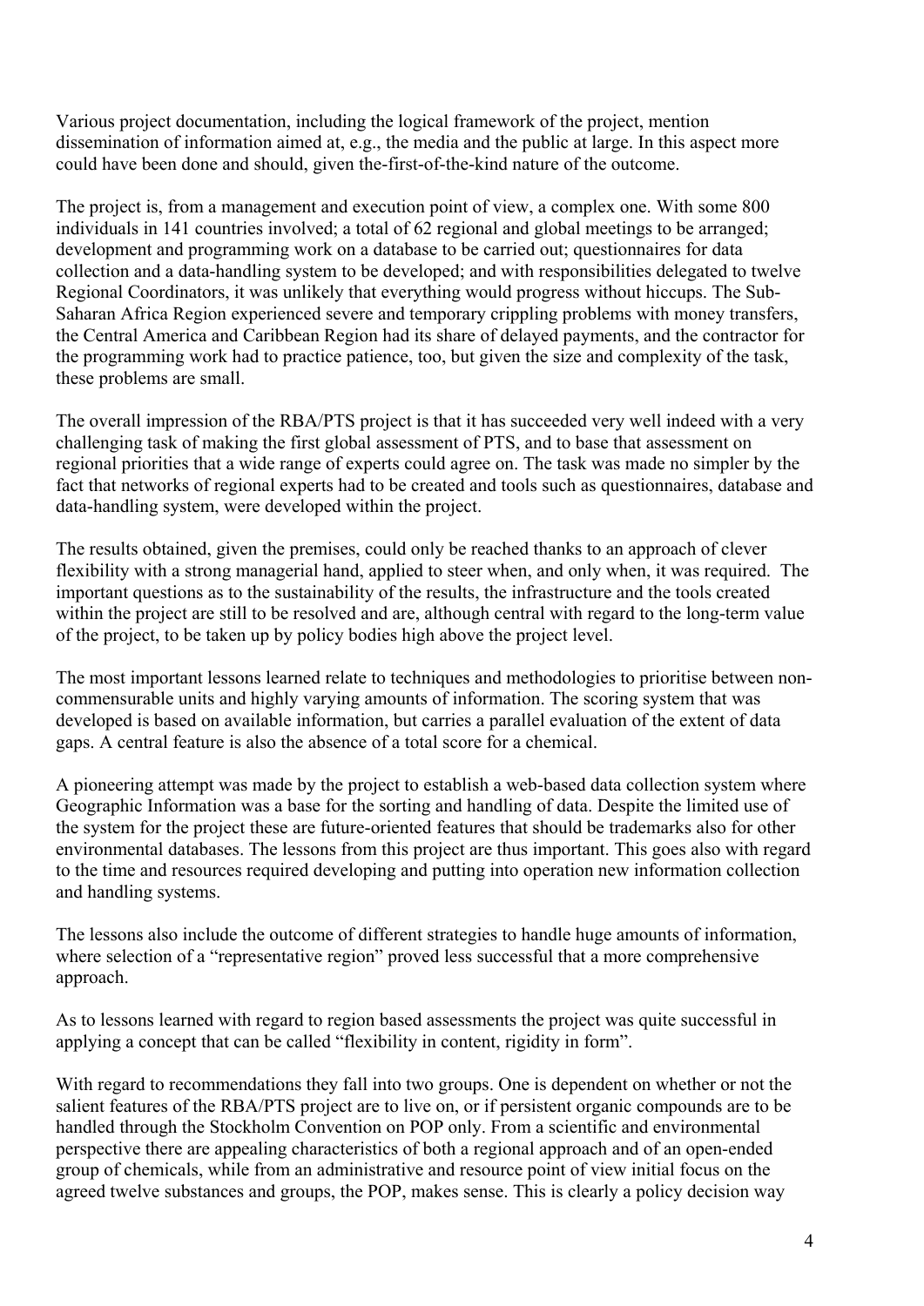Various project documentation, including the logical framework of the project, mention dissemination of information aimed at, e.g., the media and the public at large. In this aspect more could have been done and should, given the-first-of-the-kind nature of the outcome.

The project is, from a management and execution point of view, a complex one. With some 800 individuals in 141 countries involved; a total of 62 regional and global meetings to be arranged; development and programming work on a database to be carried out; questionnaires for data collection and a data-handling system to be developed; and with responsibilities delegated to twelve Regional Coordinators, it was unlikely that everything would progress without hiccups. The Sub-Saharan Africa Region experienced severe and temporary crippling problems with money transfers, the Central America and Caribbean Region had its share of delayed payments, and the contractor for the programming work had to practice patience, too, but given the size and complexity of the task, these problems are small.

The overall impression of the RBA/PTS project is that it has succeeded very well indeed with a very challenging task of making the first global assessment of PTS, and to base that assessment on regional priorities that a wide range of experts could agree on. The task was made no simpler by the fact that networks of regional experts had to be created and tools such as questionnaires, database and data-handling system, were developed within the project.

The results obtained, given the premises, could only be reached thanks to an approach of clever flexibility with a strong managerial hand, applied to steer when, and only when, it was required. The important questions as to the sustainability of the results, the infrastructure and the tools created within the project are still to be resolved and are, although central with regard to the long-term value of the project, to be taken up by policy bodies high above the project level.

The most important lessons learned relate to techniques and methodologies to prioritise between non-commensurable units and highly varying amounts of information. The scoring system that was developed is based on available information, but carries a parallel evaluation of the extent of data gaps. A central feature is also the absence of a total score for a chemical.

A pioneering attempt was made by the project to establish a web-based data collection system where Geographic Information was a base for the sorting and handling of data. Despite the limited use of the system for the project these are future-oriented features that should be trademarks also for other environmental databases. The lessons from this project are thus important. This goes also with regard to the time and resources required developing and putting into operation new information collection and handling systems.

The lessons also include the outcome of different strategies to handle huge amounts of information, where selection of a "representative region" proved less successful that a more comprehensive approach.

As to lessons learned with regard to region based assessments the project was quite successful in applying a concept that can be called "flexibility in content, rigidity in form".

With regard to recommendations they fall into two groups. One is dependent on whether or not the salient features of the RBA/PTS project are to live on, or if persistent organic compounds are to be handled through the Stockholm Convention on POP only. From a scientific and environmental perspective there are appealing characteristics of both a regional approach and of an open-ended group of chemicals, while from an administrative and resource point of view initial focus on the agreed twelve substances and groups, the POP, makes sense. This is clearly a policy decision way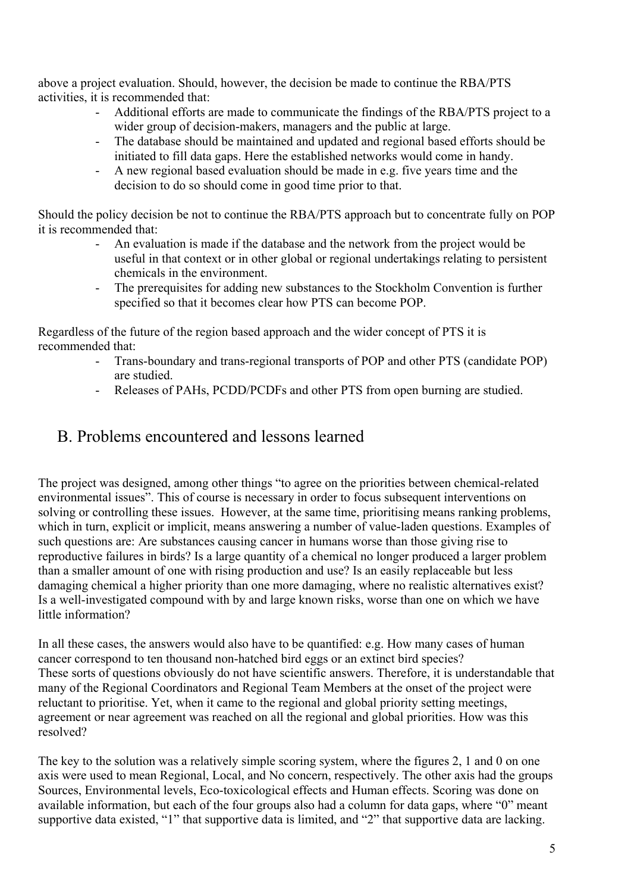above a project evaluation. Should, however, the decision be made to continue the RBA/PTS activities, it is recommended that:

- Additional efforts are made to communicate the findings of the RBA/PTS project to a wider group of decision-makers, managers and the public at large.
- The database should be maintained and updated and regional based efforts should be initiated to fill data gaps. Here the established networks would come in handy.
- A new regional based evaluation should be made in e.g. five years time and the decision to do so should come in good time prior to that.

Should the policy decision be not to continue the RBA/PTS approach but to concentrate fully on POP it is recommended that:

- An evaluation is made if the database and the network from the project would be useful in that context or in other global or regional undertakings relating to persistent chemicals in the environment.
- The prerequisites for adding new substances to the Stockholm Convention is further specified so that it becomes clear how PTS can become POP.

Regardless of the future of the region based approach and the wider concept of PTS it is recommended that:

- Trans-boundary and trans-regional transports of POP and other PTS (candidate POP) are studied.
- Releases of PAHs, PCDD/PCDFs and other PTS from open burning are studied.

## B. Problems encountered and lessons learned

The project was designed, among other things "to agree on the priorities between chemical-related environmental issues". This of course is necessary in order to focus subsequent interventions on solving or controlling these issues. However, at the same time, prioritising means ranking problems, which in turn, explicit or implicit, means answering a number of value-laden questions. Examples of such questions are: Are substances causing cancer in humans worse than those giving rise to reproductive failures in birds? Is a large quantity of a chemical no longer produced a larger problem than a smaller amount of one with rising production and use? Is an easily replaceable but less damaging chemical a higher priority than one more damaging, where no realistic alternatives exist? Is a well-investigated compound with by and large known risks, worse than one on which we have little information?

In all these cases, the answers would also have to be quantified: e.g. How many cases of human cancer correspond to ten thousand non-hatched bird eggs or an extinct bird species? These sorts of questions obviously do not have scientific answers. Therefore, it is understandable that many of the Regional Coordinators and Regional Team Members at the onset of the project were reluctant to prioritise. Yet, when it came to the regional and global priority setting meetings, agreement or near agreement was reached on all the regional and global priorities. How was this resolved?

The key to the solution was a relatively simple scoring system, where the figures 2, 1 and 0 on one axis were used to mean Regional, Local, and No concern, respectively. The other axis had the groups Sources, Environmental levels, Eco-toxicological effects and Human effects. Scoring was done on available information, but each of the four groups also had a column for data gaps, where "0" meant supportive data existed, "1" that supportive data is limited, and "2" that supportive data are lacking.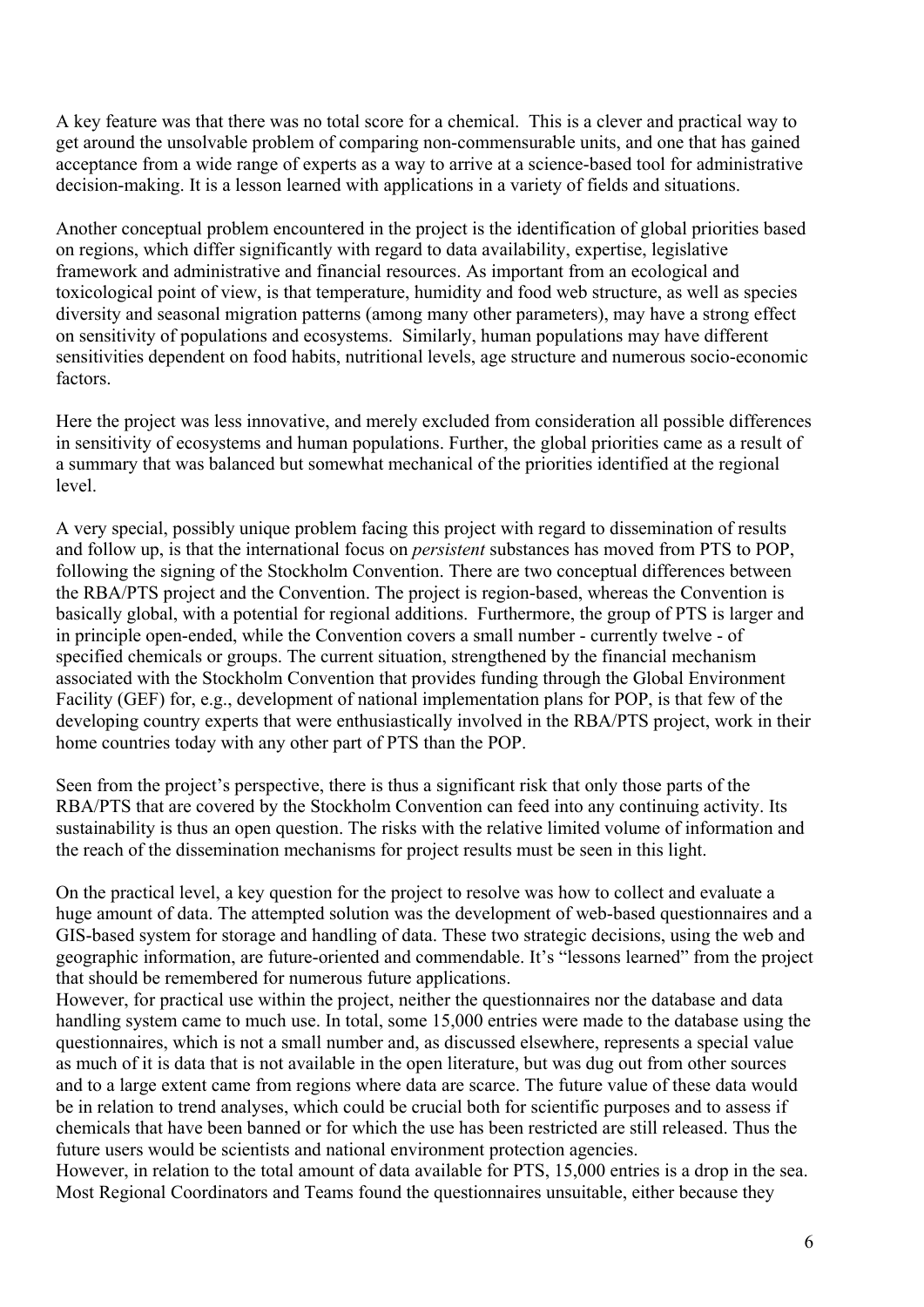A key feature was that there was no total score for a chemical. This is a clever and practical way to get around the unsolvable problem of comparing non-commensurable units, and one that has gained acceptance from a wide range of experts as a way to arrive at a science-based tool for administrative decision-making. It is a lesson learned with applications in a variety of fields and situations.

Another conceptual problem encountered in the project is the identification of global priorities based on regions, which differ significantly with regard to data availability, expertise, legislative framework and administrative and financial resources. As important from an ecological and toxicological point of view, is that temperature, humidity and food web structure, as well as species diversity and seasonal migration patterns (among many other parameters), may have a strong effect on sensitivity of populations and ecosystems. Similarly, human populations may have different sensitivities dependent on food habits, nutritional levels, age structure and numerous socio-economic factors.

Here the project was less innovative, and merely excluded from consideration all possible differences in sensitivity of ecosystems and human populations. Further, the global priorities came as a result of a summary that was balanced but somewhat mechanical of the priorities identified at the regional level.

A very special, possibly unique problem facing this project with regard to dissemination of results and follow up, is that the international focus on *persistent* substances has moved from PTS to POP, following the signing of the Stockholm Convention. There are two conceptual differences between the RBA/PTS project and the Convention. The project is region-based, whereas the Convention is basically global, with a potential for regional additions. Furthermore, the group of PTS is larger and in principle open-ended, while the Convention covers a small number - currently twelve - of specified chemicals or groups. The current situation, strengthened by the financial mechanism associated with the Stockholm Convention that provides funding through the Global Environment Facility (GEF) for, e.g., development of national implementation plans for POP, is that few of the developing country experts that were enthusiastically involved in the RBA/PTS project, work in their home countries today with any other part of PTS than the POP.

Seen from the project's perspective, there is thus a significant risk that only those parts of the RBA/PTS that are covered by the Stockholm Convention can feed into any continuing activity. Its sustainability is thus an open question. The risks with the relative limited volume of information and the reach of the dissemination mechanisms for project results must be seen in this light.

On the practical level, a key question for the project to resolve was how to collect and evaluate a huge amount of data. The attempted solution was the development of web-based questionnaires and a GIS-based system for storage and handling of data. These two strategic decisions, using the web and geographic information, are future-oriented and commendable. It's "lessons learned" from the project that should be remembered for numerous future applications.

However, for practical use within the project, neither the questionnaires nor the database and data handling system came to much use. In total, some 15,000 entries were made to the database using the questionnaires, which is not a small number and, as discussed elsewhere, represents a special value as much of it is data that is not available in the open literature, but was dug out from other sources and to a large extent came from regions where data are scarce. The future value of these data would be in relation to trend analyses, which could be crucial both for scientific purposes and to assess if chemicals that have been banned or for which the use has been restricted are still released. Thus the future users would be scientists and national environment protection agencies.

However, in relation to the total amount of data available for PTS, 15,000 entries is a drop in the sea. Most Regional Coordinators and Teams found the questionnaires unsuitable, either because they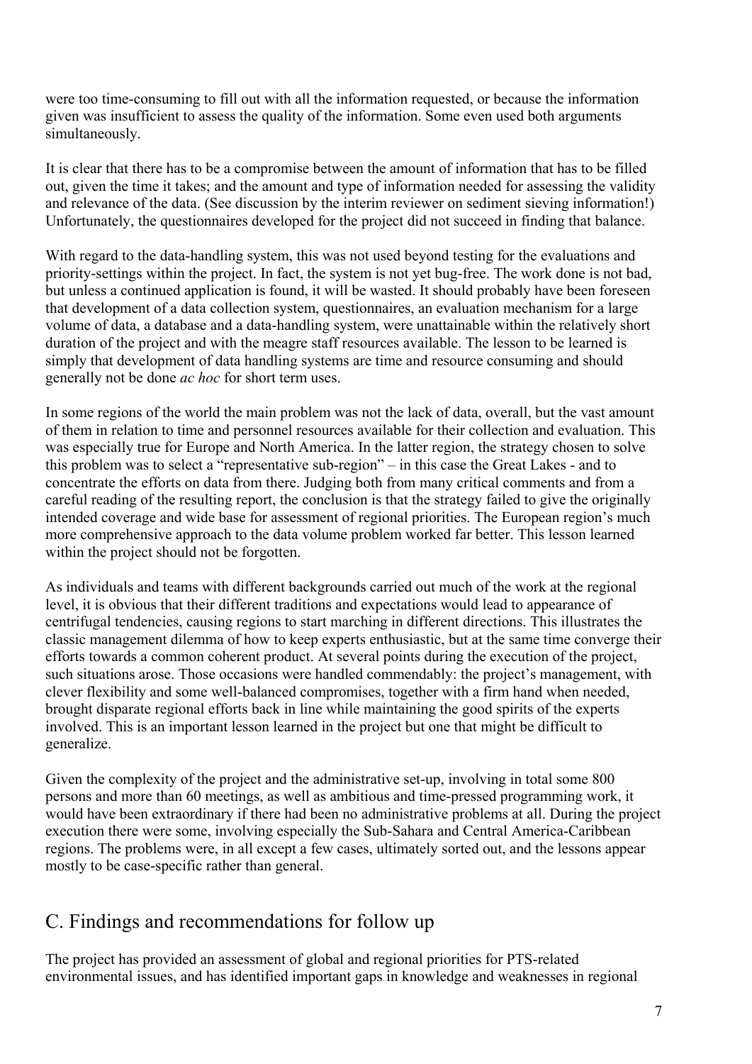were too time-consuming to fill out with all the information requested, or because the information given was insufficient to assess the quality of the information. Some even used both arguments simultaneously.

It is clear that there has to be a compromise between the amount of information that has to be filled out, given the time it takes; and the amount and type of information needed for assessing the validity and relevance of the data. (See discussion by the interim reviewer on sediment sieving information!) Unfortunately, the questionnaires developed for the project did not succeed in finding that balance.

With regard to the data-handling system, this was not used beyond testing for the evaluations and priority-settings within the project. In fact, the system is not yet bug-free. The work done is not bad, but unless a continued application is found, it will be wasted. It should probably have been foreseen that development of a data collection system, questionnaires, an evaluation mechanism for a large volume of data, a database and a data-handling system, were unattainable within the relatively short duration of the project and with the meagre staff resources available. The lesson to be learned is simply that development of data handling systems are time and resource consuming and should generally not be done *ac hoc* for short term uses.

In some regions of the world the main problem was not the lack of data, overall, but the vast amount of them in relation to time and personnel resources available for their collection and evaluation. This was especially true for Europe and North America. In the latter region, the strategy chosen to solve this problem was to select a "representative sub-region" – in this case the Great Lakes - and to concentrate the efforts on data from there. Judging both from many critical comments and from a careful reading of the resulting report, the conclusion is that the strategy failed to give the originally intended coverage and wide base for assessment of regional priorities. The European region's much more comprehensive approach to the data volume problem worked far better. This lesson learned within the project should not be forgotten.

As individuals and teams with different backgrounds carried out much of the work at the regional level, it is obvious that their different traditions and expectations would lead to appearance of centrifugal tendencies, causing regions to start marching in different directions. This illustrates the classic management dilemma of how to keep experts enthusiastic, but at the same time converge their efforts towards a common coherent product. At several points during the execution of the project, such situations arose. Those occasions were handled commendably: the project's management, with clever flexibility and some well-balanced compromises, together with a firm hand when needed, brought disparate regional efforts back in line while maintaining the good spirits of the experts involved. This is an important lesson learned in the project but one that might be difficult to generalize.

Given the complexity of the project and the administrative set-up, involving in total some 800 persons and more than 60 meetings, as well as ambitious and time-pressed programming work, it would have been extraordinary if there had been no administrative problems at all. During the project execution there were some, involving especially the Sub-Sahara and Central America-Caribbean regions. The problems were, in all except a few cases, ultimately sorted out, and the lessons appear mostly to be case-specific rather than general.

## C. Findings and recommendations for follow up

The project has provided an assessment of global and regional priorities for PTS-related environmental issues, and has identified important gaps in knowledge and weaknesses in regional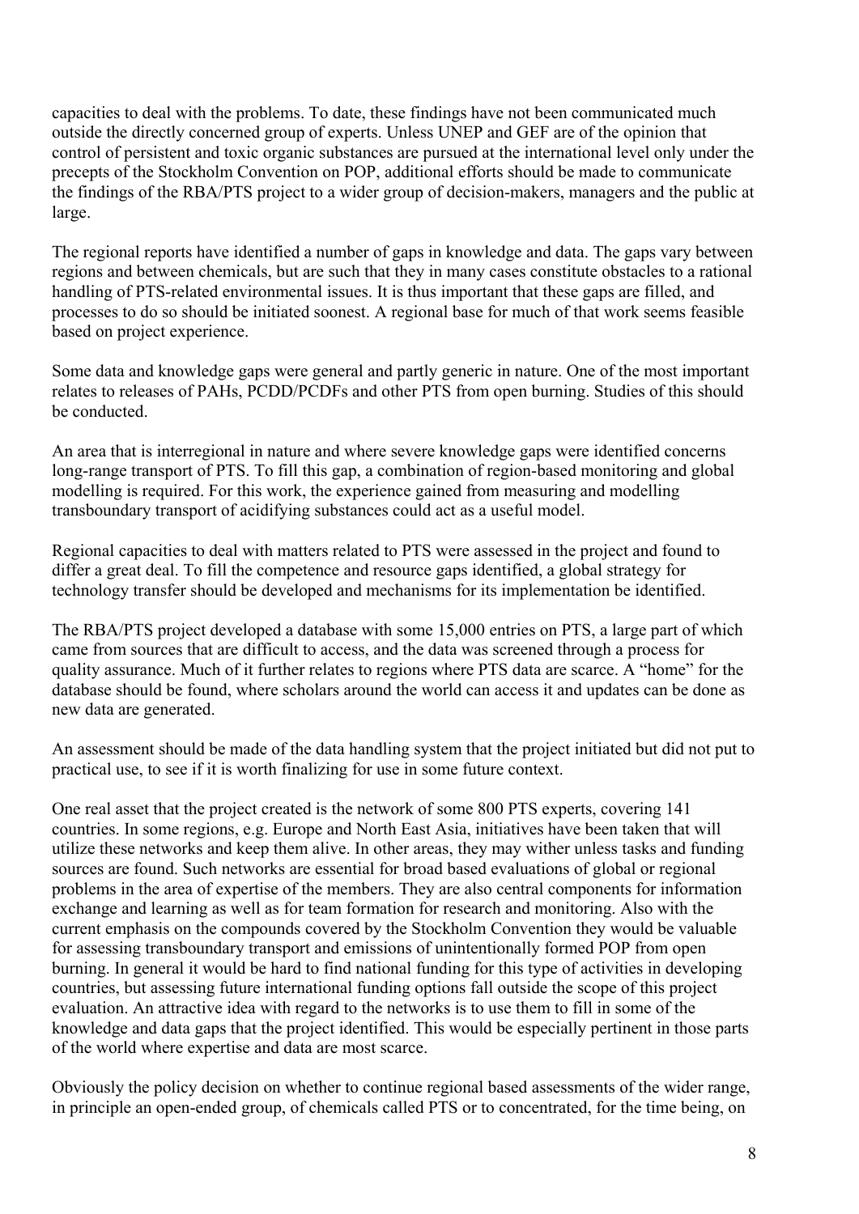capacities to deal with the problems. To date, these findings have not been communicated much outside the directly concerned group of experts. Unless UNEP and GEF are of the opinion that control of persistent and toxic organic substances are pursued at the international level only under the precepts of the Stockholm Convention on POP, additional efforts should be made to communicate the findings of the RBA/PTS project to a wider group of decision-makers, managers and the public at large.

The regional reports have identified a number of gaps in knowledge and data. The gaps vary between regions and between chemicals, but are such that they in many cases constitute obstacles to a rational handling of PTS-related environmental issues. It is thus important that these gaps are filled, and processes to do so should be initiated soonest. A regional base for much of that work seems feasible based on project experience.

Some data and knowledge gaps were general and partly generic in nature. One of the most important relates to releases of PAHs, PCDD/PCDFs and other PTS from open burning. Studies of this should be conducted.

An area that is interregional in nature and where severe knowledge gaps were identified concerns long-range transport of PTS. To fill this gap, a combination of region-based monitoring and global modelling is required. For this work, the experience gained from measuring and modelling transboundary transport of acidifying substances could act as a useful model.

Regional capacities to deal with matters related to PTS were assessed in the project and found to differ a great deal. To fill the competence and resource gaps identified, a global strategy for technology transfer should be developed and mechanisms for its implementation be identified.

The RBA/PTS project developed a database with some 15,000 entries on PTS, a large part of which came from sources that are difficult to access, and the data was screened through a process for quality assurance. Much of it further relates to regions where PTS data are scarce. A "home" for the database should be found, where scholars around the world can access it and updates can be done as new data are generated.

An assessment should be made of the data handling system that the project initiated but did not put to practical use, to see if it is worth finalizing for use in some future context.

One real asset that the project created is the network of some 800 PTS experts, covering 141 countries. In some regions, e.g. Europe and North East Asia, initiatives have been taken that will utilize these networks and keep them alive. In other areas, they may wither unless tasks and funding sources are found. Such networks are essential for broad based evaluations of global or regional problems in the area of expertise of the members. They are also central components for information exchange and learning as well as for team formation for research and monitoring. Also with the current emphasis on the compounds covered by the Stockholm Convention they would be valuable for assessing transboundary transport and emissions of unintentionally formed POP from open burning. In general it would be hard to find national funding for this type of activities in developing countries, but assessing future international funding options fall outside the scope of this project evaluation. An attractive idea with regard to the networks is to use them to fill in some of the knowledge and data gaps that the project identified. This would be especially pertinent in those parts of the world where expertise and data are most scarce.

Obviously the policy decision on whether to continue regional based assessments of the wider range, in principle an open-ended group, of chemicals called PTS or to concentrated, for the time being, on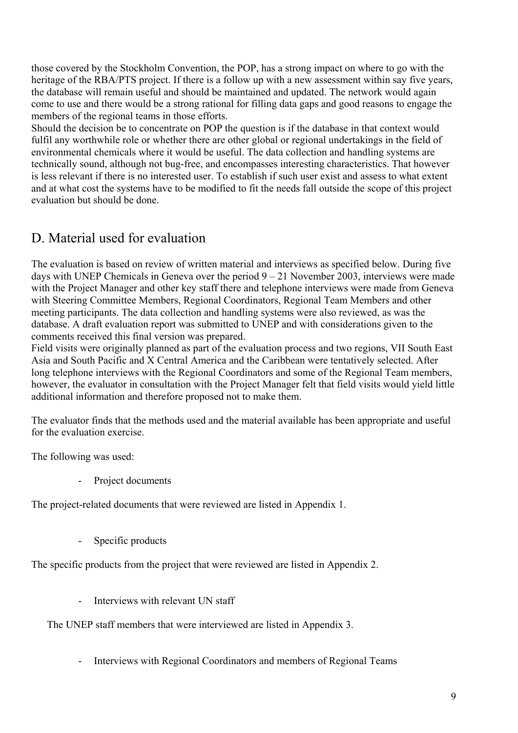those covered by the Stockholm Convention, the POP, has a strong impact on where to go with the heritage of the RBA/PTS project. If there is a follow up with a new assessment within say five years, the database will remain useful and should be maintained and updated. The network would again come to use and there would be a strong rational for filling data gaps and good reasons to engage the members of the regional teams in those efforts.
Should the decision be to concentrate on POP the question is if the database in that context would fulfil any worthwhile role or whether there are other global or regional undertakings in the field of environmental chemicals where it would be useful. The data collection and handling systems are technically sound, although not bug-free, and encompasses interesting characteristics. That however is less relevant if there is no interested user. To establish if such user exist and assess to what extent and at what cost the systems have to be modified to fit the needs fall outside the scope of this project evaluation but should be done.

## D. Material used for evaluation

The evaluation is based on review of written material and interviews as specified below. During five days with UNEP Chemicals in Geneva over the period 9 – 21 November 2003, interviews were made with the Project Manager and other key staff there and telephone interviews were made from Geneva with Steering Committee Members, Regional Coordinators, Regional Team Members and other meeting participants. The data collection and handling systems were also reviewed, as was the database. A draft evaluation report was submitted to UNEP and with considerations given to the comments received this final version was prepared.
Field visits were originally planned as part of the evaluation process and two regions, VII South East Asia and South Pacific and X Central America and the Caribbean were tentatively selected. After long telephone interviews with the Regional Coordinators and some of the Regional Team members, however, the evaluator in consultation with the Project Manager felt that field visits would yield little additional information and therefore proposed not to make them.

The evaluator finds that the methods used and the material available has been appropriate and useful for the evaluation exercise.

The following was used:

- Project documents

The project-related documents that were reviewed are listed in Appendix 1.

- Specific products

The specific products from the project that were reviewed are listed in Appendix 2.

- Interviews with relevant UN staff

The UNEP staff members that were interviewed are listed in Appendix 3.

- Interviews with Regional Coordinators and members of Regional Teams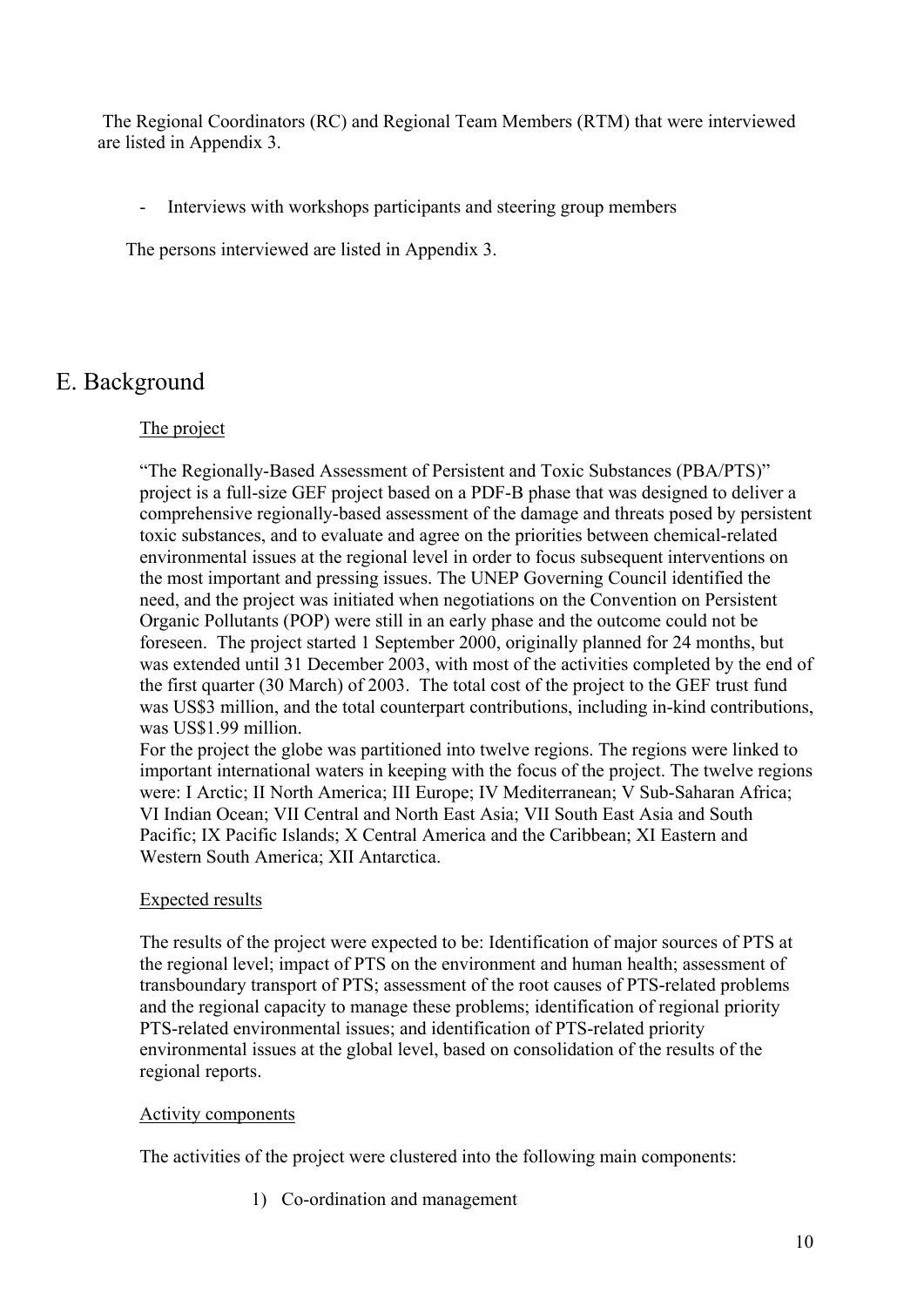The Regional Coordinators (RC) and Regional Team Members (RTM) that were interviewed are listed in Appendix 3.

- Interviews with workshops participants and steering group members

The persons interviewed are listed in Appendix 3.

# E. Background

The project

"The Regionally-Based Assessment of Persistent and Toxic Substances (PBA/PTS)" project is a full-size GEF project based on a PDF-B phase that was designed to deliver a comprehensive regionally-based assessment of the damage and threats posed by persistent toxic substances, and to evaluate and agree on the priorities between chemical-related environmental issues at the regional level in order to focus subsequent interventions on the most important and pressing issues. The UNEP Governing Council identified the need, and the project was initiated when negotiations on the Convention on Persistent Organic Pollutants (POP) were still in an early phase and the outcome could not be foreseen. The project started 1 September 2000, originally planned for 24 months, but was extended until 31 December 2003, with most of the activities completed by the end of the first quarter (30 March) of 2003. The total cost of the project to the GEF trust fund was US$3 million, and the total counterpart contributions, including in-kind contributions, was US$1.99 million.

For the project the globe was partitioned into twelve regions. The regions were linked to important international waters in keeping with the focus of the project. The twelve regions were: I Arctic; II North America; III Europe; IV Mediterranean; V Sub-Saharan Africa; VI Indian Ocean; VII Central and North East Asia; VII South East Asia and South Pacific; IX Pacific Islands; X Central America and the Caribbean; XI Eastern and Western South America; XII Antarctica.

Expected results

The results of the project were expected to be: Identification of major sources of PTS at the regional level; impact of PTS on the environment and human health; assessment of transboundary transport of PTS; assessment of the root causes of PTS-related problems and the regional capacity to manage these problems; identification of regional priority PTS-related environmental issues; and identification of PTS-related priority environmental issues at the global level, based on consolidation of the results of the regional reports.

Activity components

The activities of the project were clustered into the following main components:

1) Co-ordination and management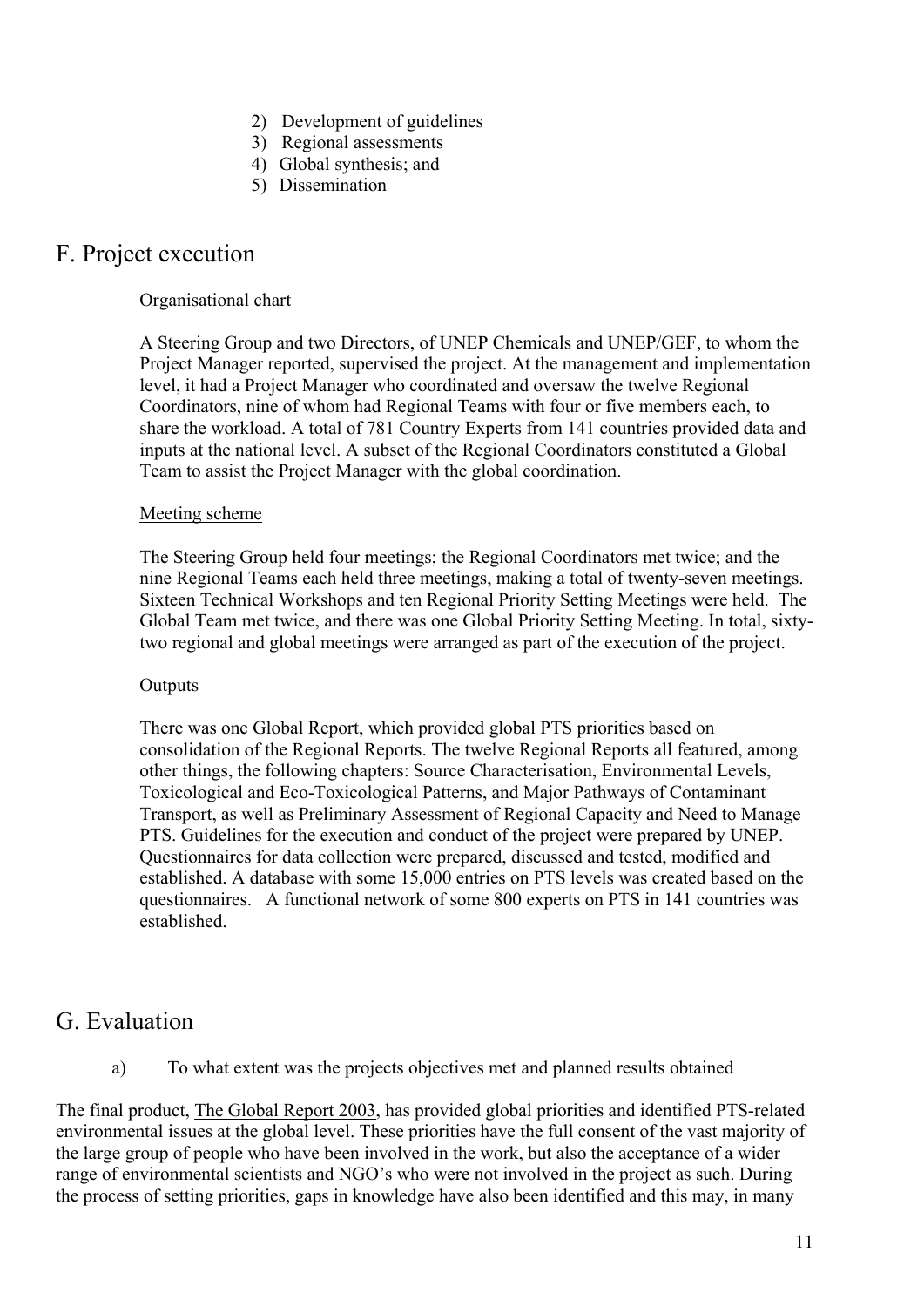2) Development of guidelines
3) Regional assessments
4) Global synthesis; and
5) Dissemination

## F. Project execution

Organisational chart

A Steering Group and two Directors, of UNEP Chemicals and UNEP/GEF, to whom the Project Manager reported, supervised the project. At the management and implementation level, it had a Project Manager who coordinated and oversaw the twelve Regional Coordinators, nine of whom had Regional Teams with four or five members each, to share the workload. A total of 781 Country Experts from 141 countries provided data and inputs at the national level. A subset of the Regional Coordinators constituted a Global Team to assist the Project Manager with the global coordination.

Meeting scheme

The Steering Group held four meetings; the Regional Coordinators met twice; and the nine Regional Teams each held three meetings, making a total of twenty-seven meetings. Sixteen Technical Workshops and ten Regional Priority Setting Meetings were held. The Global Team met twice, and there was one Global Priority Setting Meeting. In total, sixty-two regional and global meetings were arranged as part of the execution of the project.

Outputs

There was one Global Report, which provided global PTS priorities based on consolidation of the Regional Reports. The twelve Regional Reports all featured, among other things, the following chapters: Source Characterisation, Environmental Levels, Toxicological and Eco-Toxicological Patterns, and Major Pathways of Contaminant Transport, as well as Preliminary Assessment of Regional Capacity and Need to Manage PTS. Guidelines for the execution and conduct of the project were prepared by UNEP. Questionnaires for data collection were prepared, discussed and tested, modified and established. A database with some 15,000 entries on PTS levels was created based on the questionnaires. A functional network of some 800 experts on PTS in 141 countries was established.

## G. Evaluation

a) To what extent was the projects objectives met and planned results obtained

The final product, The Global Report 2003, has provided global priorities and identified PTS-related environmental issues at the global level. These priorities have the full consent of the vast majority of the large group of people who have been involved in the work, but also the acceptance of a wider range of environmental scientists and NGO's who were not involved in the project as such. During the process of setting priorities, gaps in knowledge have also been identified and this may, in many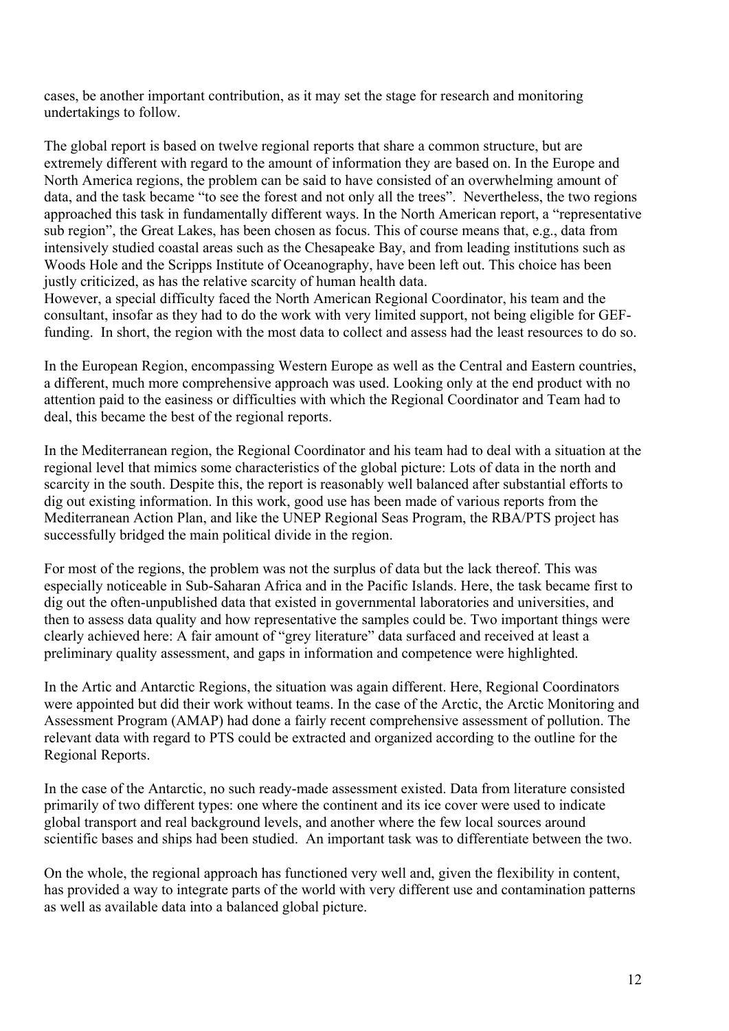cases, be another important contribution, as it may set the stage for research and monitoring undertakings to follow.

The global report is based on twelve regional reports that share a common structure, but are extremely different with regard to the amount of information they are based on. In the Europe and North America regions, the problem can be said to have consisted of an overwhelming amount of data, and the task became "to see the forest and not only all the trees". Nevertheless, the two regions approached this task in fundamentally different ways. In the North American report, a "representative sub region", the Great Lakes, has been chosen as focus. This of course means that, e.g., data from intensively studied coastal areas such as the Chesapeake Bay, and from leading institutions such as Woods Hole and the Scripps Institute of Oceanography, have been left out. This choice has been justly criticized, as has the relative scarcity of human health data.
However, a special difficulty faced the North American Regional Coordinator, his team and the consultant, insofar as they had to do the work with very limited support, not being eligible for GEF-funding. In short, the region with the most data to collect and assess had the least resources to do so.

In the European Region, encompassing Western Europe as well as the Central and Eastern countries, a different, much more comprehensive approach was used. Looking only at the end product with no attention paid to the easiness or difficulties with which the Regional Coordinator and Team had to deal, this became the best of the regional reports.

In the Mediterranean region, the Regional Coordinator and his team had to deal with a situation at the regional level that mimics some characteristics of the global picture: Lots of data in the north and scarcity in the south. Despite this, the report is reasonably well balanced after substantial efforts to dig out existing information. In this work, good use has been made of various reports from the Mediterranean Action Plan, and like the UNEP Regional Seas Program, the RBA/PTS project has successfully bridged the main political divide in the region.

For most of the regions, the problem was not the surplus of data but the lack thereof. This was especially noticeable in Sub-Saharan Africa and in the Pacific Islands. Here, the task became first to dig out the often-unpublished data that existed in governmental laboratories and universities, and then to assess data quality and how representative the samples could be. Two important things were clearly achieved here: A fair amount of "grey literature" data surfaced and received at least a preliminary quality assessment, and gaps in information and competence were highlighted.

In the Artic and Antarctic Regions, the situation was again different. Here, Regional Coordinators were appointed but did their work without teams. In the case of the Arctic, the Arctic Monitoring and Assessment Program (AMAP) had done a fairly recent comprehensive assessment of pollution. The relevant data with regard to PTS could be extracted and organized according to the outline for the Regional Reports.

In the case of the Antarctic, no such ready-made assessment existed. Data from literature consisted primarily of two different types: one where the continent and its ice cover were used to indicate global transport and real background levels, and another where the few local sources around scientific bases and ships had been studied. An important task was to differentiate between the two.

On the whole, the regional approach has functioned very well and, given the flexibility in content, has provided a way to integrate parts of the world with very different use and contamination patterns as well as available data into a balanced global picture.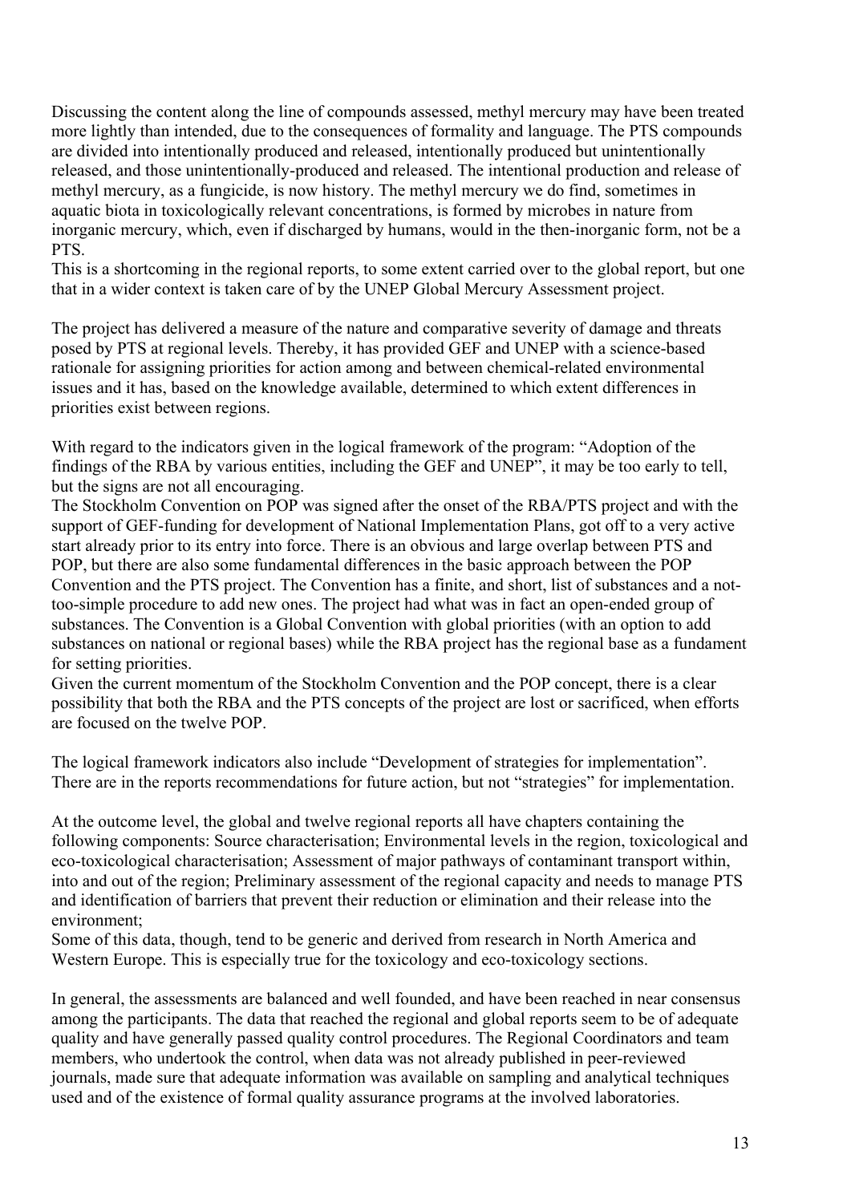Discussing the content along the line of compounds assessed, methyl mercury may have been treated more lightly than intended, due to the consequences of formality and language. The PTS compounds are divided into intentionally produced and released, intentionally produced but unintentionally released, and those unintentionally-produced and released. The intentional production and release of methyl mercury, as a fungicide, is now history. The methyl mercury we do find, sometimes in aquatic biota in toxicologically relevant concentrations, is formed by microbes in nature from inorganic mercury, which, even if discharged by humans, would in the then-inorganic form, not be a PTS.
This is a shortcoming in the regional reports, to some extent carried over to the global report, but one that in a wider context is taken care of by the UNEP Global Mercury Assessment project.

The project has delivered a measure of the nature and comparative severity of damage and threats posed by PTS at regional levels. Thereby, it has provided GEF and UNEP with a science-based rationale for assigning priorities for action among and between chemical-related environmental issues and it has, based on the knowledge available, determined to which extent differences in priorities exist between regions.

With regard to the indicators given in the logical framework of the program: "Adoption of the findings of the RBA by various entities, including the GEF and UNEP", it may be too early to tell, but the signs are not all encouraging.
The Stockholm Convention on POP was signed after the onset of the RBA/PTS project and with the support of GEF-funding for development of National Implementation Plans, got off to a very active start already prior to its entry into force. There is an obvious and large overlap between PTS and POP, but there are also some fundamental differences in the basic approach between the POP Convention and the PTS project. The Convention has a finite, and short, list of substances and a not-too-simple procedure to add new ones. The project had what was in fact an open-ended group of substances. The Convention is a Global Convention with global priorities (with an option to add substances on national or regional bases) while the RBA project has the regional base as a fundament for setting priorities.
Given the current momentum of the Stockholm Convention and the POP concept, there is a clear possibility that both the RBA and the PTS concepts of the project are lost or sacrificed, when efforts are focused on the twelve POP.

The logical framework indicators also include "Development of strategies for implementation". There are in the reports recommendations for future action, but not "strategies" for implementation.

At the outcome level, the global and twelve regional reports all have chapters containing the following components: Source characterisation; Environmental levels in the region, toxicological and eco-toxicological characterisation; Assessment of major pathways of contaminant transport within, into and out of the region; Preliminary assessment of the regional capacity and needs to manage PTS and identification of barriers that prevent their reduction or elimination and their release into the environment;
Some of this data, though, tend to be generic and derived from research in North America and Western Europe. This is especially true for the toxicology and eco-toxicology sections.

In general, the assessments are balanced and well founded, and have been reached in near consensus among the participants. The data that reached the regional and global reports seem to be of adequate quality and have generally passed quality control procedures. The Regional Coordinators and team members, who undertook the control, when data was not already published in peer-reviewed journals, made sure that adequate information was available on sampling and analytical techniques used and of the existence of formal quality assurance programs at the involved laboratories.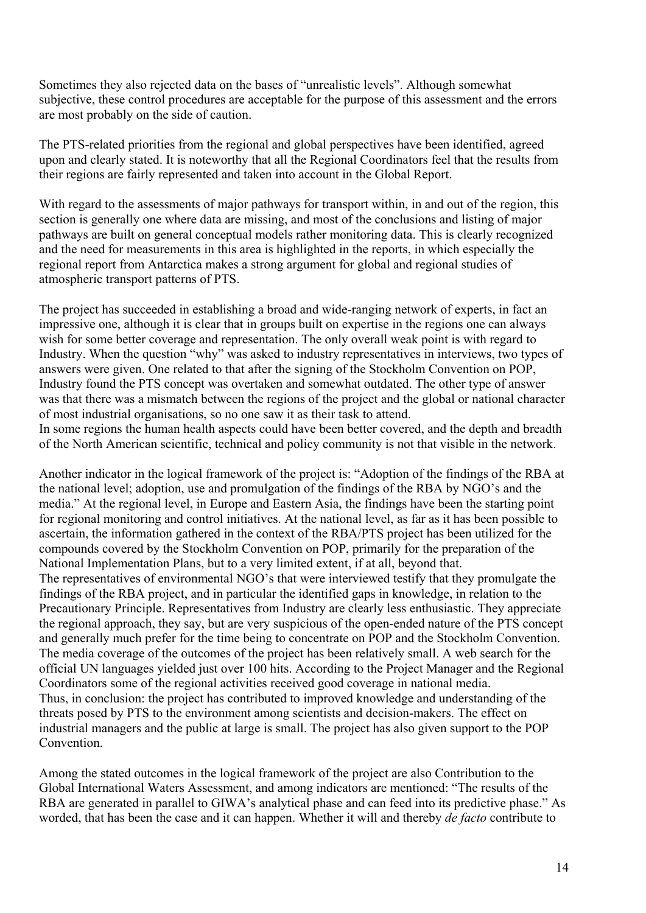Sometimes they also rejected data on the bases of "unrealistic levels". Although somewhat subjective, these control procedures are acceptable for the purpose of this assessment and the errors are most probably on the side of caution.

The PTS-related priorities from the regional and global perspectives have been identified, agreed upon and clearly stated. It is noteworthy that all the Regional Coordinators feel that the results from their regions are fairly represented and taken into account in the Global Report.

With regard to the assessments of major pathways for transport within, in and out of the region, this section is generally one where data are missing, and most of the conclusions and listing of major pathways are built on general conceptual models rather monitoring data. This is clearly recognized and the need for measurements in this area is highlighted in the reports, in which especially the regional report from Antarctica makes a strong argument for global and regional studies of atmospheric transport patterns of PTS.

The project has succeeded in establishing a broad and wide-ranging network of experts, in fact an impressive one, although it is clear that in groups built on expertise in the regions one can always wish for some better coverage and representation. The only overall weak point is with regard to Industry. When the question "why" was asked to industry representatives in interviews, two types of answers were given. One related to that after the signing of the Stockholm Convention on POP, Industry found the PTS concept was overtaken and somewhat outdated. The other type of answer was that there was a mismatch between the regions of the project and the global or national character of most industrial organisations, so no one saw it as their task to attend.
In some regions the human health aspects could have been better covered, and the depth and breadth of the North American scientific, technical and policy community is not that visible in the network.

Another indicator in the logical framework of the project is: "Adoption of the findings of the RBA at the national level; adoption, use and promulgation of the findings of the RBA by NGO's and the media." At the regional level, in Europe and Eastern Asia, the findings have been the starting point for regional monitoring and control initiatives. At the national level, as far as it has been possible to ascertain, the information gathered in the context of the RBA/PTS project has been utilized for the compounds covered by the Stockholm Convention on POP, primarily for the preparation of the National Implementation Plans, but to a very limited extent, if at all, beyond that.
The representatives of environmental NGO's that were interviewed testify that they promulgate the findings of the RBA project, and in particular the identified gaps in knowledge, in relation to the Precautionary Principle. Representatives from Industry are clearly less enthusiastic. They appreciate the regional approach, they say, but are very suspicious of the open-ended nature of the PTS concept and generally much prefer for the time being to concentrate on POP and the Stockholm Convention. The media coverage of the outcomes of the project has been relatively small. A web search for the official UN languages yielded just over 100 hits. According to the Project Manager and the Regional Coordinators some of the regional activities received good coverage in national media.
Thus, in conclusion: the project has contributed to improved knowledge and understanding of the threats posed by PTS to the environment among scientists and decision-makers. The effect on industrial managers and the public at large is small. The project has also given support to the POP Convention.

Among the stated outcomes in the logical framework of the project are also Contribution to the Global International Waters Assessment, and among indicators are mentioned: "The results of the RBA are generated in parallel to GIWA's analytical phase and can feed into its predictive phase." As worded, that has been the case and it can happen. Whether it will and thereby *de facto* contribute to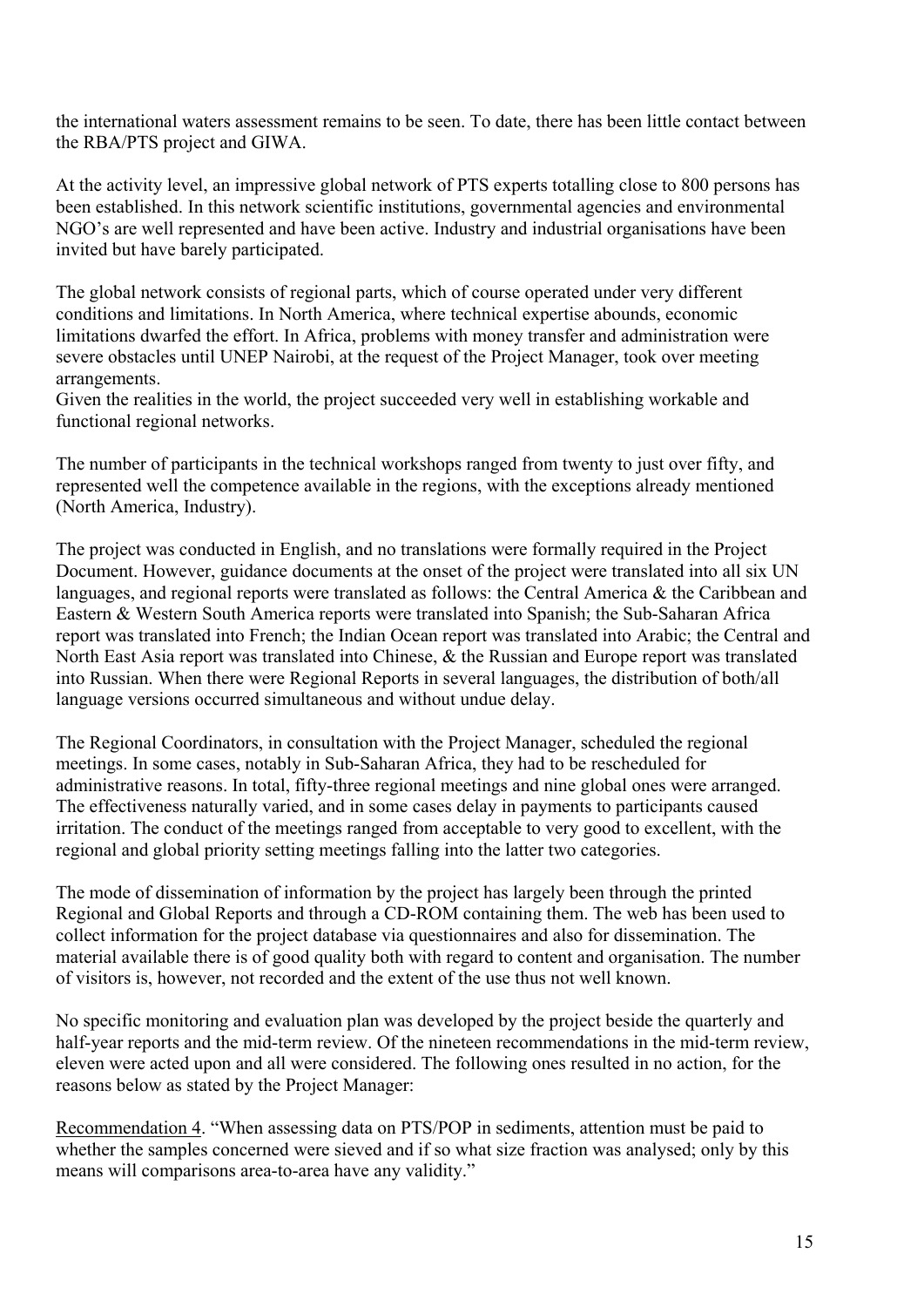the international waters assessment remains to be seen. To date, there has been little contact between the RBA/PTS project and GIWA.

At the activity level, an impressive global network of PTS experts totalling close to 800 persons has been established. In this network scientific institutions, governmental agencies and environmental NGO's are well represented and have been active. Industry and industrial organisations have been invited but have barely participated.

The global network consists of regional parts, which of course operated under very different conditions and limitations. In North America, where technical expertise abounds, economic limitations dwarfed the effort. In Africa, problems with money transfer and administration were severe obstacles until UNEP Nairobi, at the request of the Project Manager, took over meeting arrangements.
Given the realities in the world, the project succeeded very well in establishing workable and functional regional networks.

The number of participants in the technical workshops ranged from twenty to just over fifty, and represented well the competence available in the regions, with the exceptions already mentioned (North America, Industry).

The project was conducted in English, and no translations were formally required in the Project Document. However, guidance documents at the onset of the project were translated into all six UN languages, and regional reports were translated as follows: the Central America & the Caribbean and Eastern & Western South America reports were translated into Spanish; the Sub-Saharan Africa report was translated into French; the Indian Ocean report was translated into Arabic; the Central and North East Asia report was translated into Chinese, & the Russian and Europe report was translated into Russian. When there were Regional Reports in several languages, the distribution of both/all language versions occurred simultaneous and without undue delay.

The Regional Coordinators, in consultation with the Project Manager, scheduled the regional meetings. In some cases, notably in Sub-Saharan Africa, they had to be rescheduled for administrative reasons. In total, fifty-three regional meetings and nine global ones were arranged. The effectiveness naturally varied, and in some cases delay in payments to participants caused irritation. The conduct of the meetings ranged from acceptable to very good to excellent, with the regional and global priority setting meetings falling into the latter two categories.

The mode of dissemination of information by the project has largely been through the printed Regional and Global Reports and through a CD-ROM containing them. The web has been used to collect information for the project database via questionnaires and also for dissemination. The material available there is of good quality both with regard to content and organisation. The number of visitors is, however, not recorded and the extent of the use thus not well known.

No specific monitoring and evaluation plan was developed by the project beside the quarterly and half-year reports and the mid-term review. Of the nineteen recommendations in the mid-term review, eleven were acted upon and all were considered. The following ones resulted in no action, for the reasons below as stated by the Project Manager:

Recommendation 4. "When assessing data on PTS/POP in sediments, attention must be paid to whether the samples concerned were sieved and if so what size fraction was analysed; only by this means will comparisons area-to-area have any validity."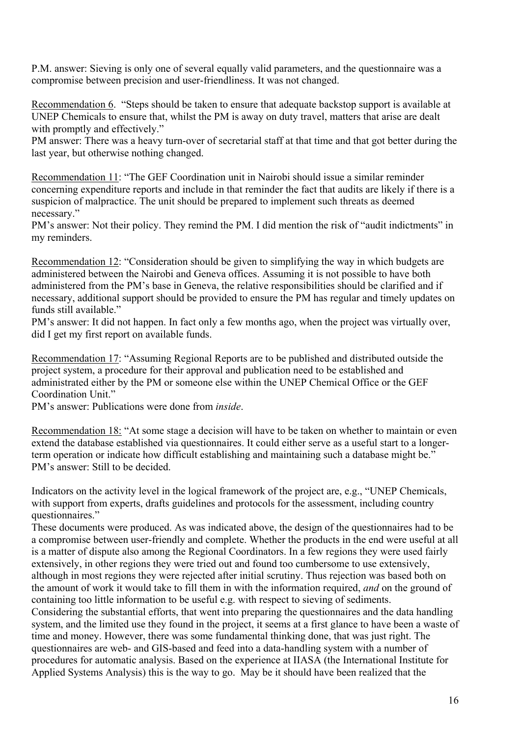P.M. answer: Sieving is only one of several equally valid parameters, and the questionnaire was a compromise between precision and user-friendliness. It was not changed.

Recommendation 6. "Steps should be taken to ensure that adequate backstop support is available at UNEP Chemicals to ensure that, whilst the PM is away on duty travel, matters that arise are dealt with promptly and effectively."
PM answer: There was a heavy turn-over of secretarial staff at that time and that got better during the last year, but otherwise nothing changed.

Recommendation 11: "The GEF Coordination unit in Nairobi should issue a similar reminder concerning expenditure reports and include in that reminder the fact that audits are likely if there is a suspicion of malpractice. The unit should be prepared to implement such threats as deemed necessary."
PM's answer: Not their policy. They remind the PM. I did mention the risk of "audit indictments" in my reminders.

Recommendation 12: "Consideration should be given to simplifying the way in which budgets are administered between the Nairobi and Geneva offices. Assuming it is not possible to have both administered from the PM's base in Geneva, the relative responsibilities should be clarified and if necessary, additional support should be provided to ensure the PM has regular and timely updates on funds still available."
PM's answer: It did not happen. In fact only a few months ago, when the project was virtually over, did I get my first report on available funds.

Recommendation 17: "Assuming Regional Reports are to be published and distributed outside the project system, a procedure for their approval and publication need to be established and administrated either by the PM or someone else within the UNEP Chemical Office or the GEF Coordination Unit."
PM's answer: Publications were done from *inside*.

Recommendation 18: "At some stage a decision will have to be taken on whether to maintain or even extend the database established via questionnaires. It could either serve as a useful start to a longer-term operation or indicate how difficult establishing and maintaining such a database might be."
PM's answer: Still to be decided.

Indicators on the activity level in the logical framework of the project are, e.g., "UNEP Chemicals, with support from experts, drafts guidelines and protocols for the assessment, including country questionnaires."
These documents were produced. As was indicated above, the design of the questionnaires had to be a compromise between user-friendly and complete. Whether the products in the end were useful at all is a matter of dispute also among the Regional Coordinators. In a few regions they were used fairly extensively, in other regions they were tried out and found too cumbersome to use extensively, although in most regions they were rejected after initial scrutiny. Thus rejection was based both on the amount of work it would take to fill them in with the information required, *and* on the ground of containing too little information to be useful e.g. with respect to sieving of sediments.
Considering the substantial efforts, that went into preparing the questionnaires and the data handling system, and the limited use they found in the project, it seems at a first glance to have been a waste of time and money. However, there was some fundamental thinking done, that was just right. The questionnaires are web- and GIS-based and feed into a data-handling system with a number of procedures for automatic analysis. Based on the experience at IIASA (the International Institute for Applied Systems Analysis) this is the way to go. May be it should have been realized that the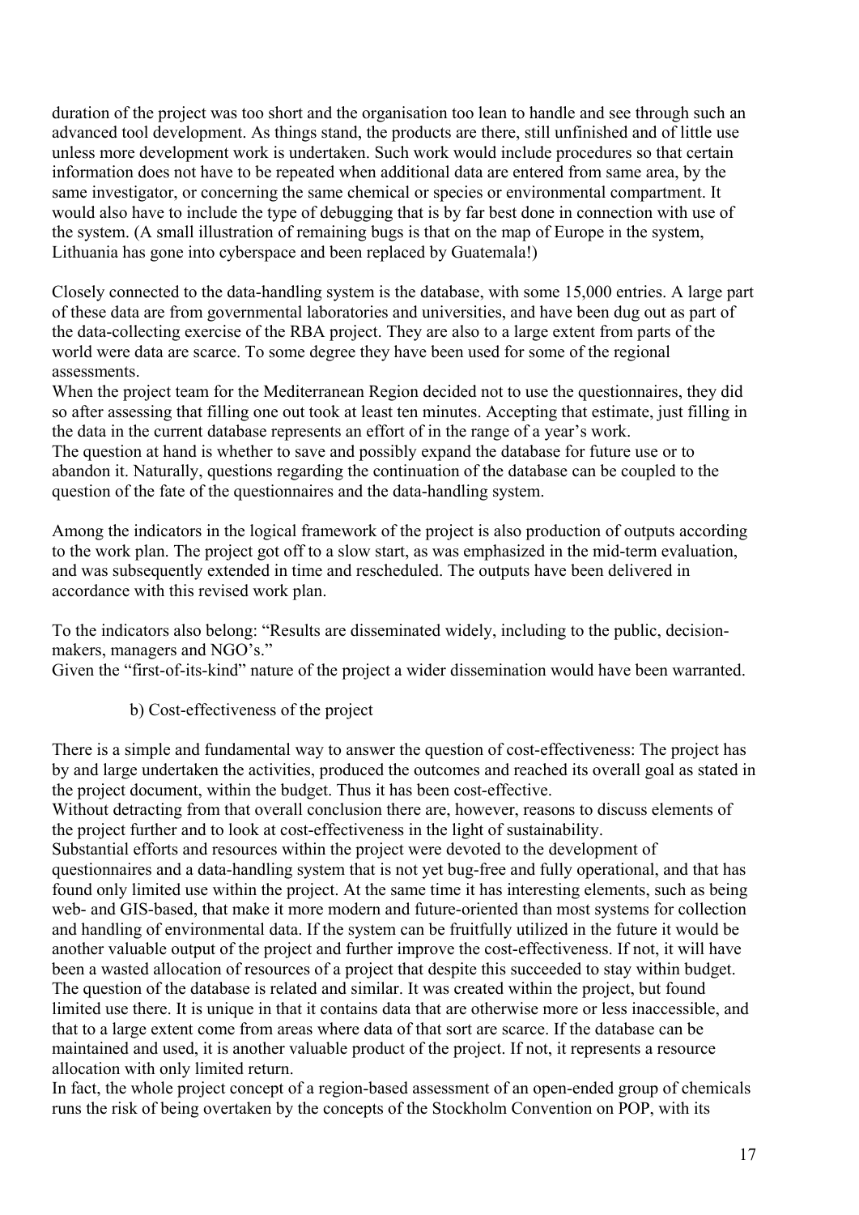duration of the project was too short and the organisation too lean to handle and see through such an advanced tool development. As things stand, the products are there, still unfinished and of little use unless more development work is undertaken. Such work would include procedures so that certain information does not have to be repeated when additional data are entered from same area, by the same investigator, or concerning the same chemical or species or environmental compartment. It would also have to include the type of debugging that is by far best done in connection with use of the system. (A small illustration of remaining bugs is that on the map of Europe in the system, Lithuania has gone into cyberspace and been replaced by Guatemala!)

Closely connected to the data-handling system is the database, with some 15,000 entries. A large part of these data are from governmental laboratories and universities, and have been dug out as part of the data-collecting exercise of the RBA project. They are also to a large extent from parts of the world were data are scarce. To some degree they have been used for some of the regional assessments.

When the project team for the Mediterranean Region decided not to use the questionnaires, they did so after assessing that filling one out took at least ten minutes. Accepting that estimate, just filling in the data in the current database represents an effort of in the range of a year's work.

The question at hand is whether to save and possibly expand the database for future use or to abandon it. Naturally, questions regarding the continuation of the database can be coupled to the question of the fate of the questionnaires and the data-handling system.

Among the indicators in the logical framework of the project is also production of outputs according to the work plan. The project got off to a slow start, as was emphasized in the mid-term evaluation, and was subsequently extended in time and rescheduled. The outputs have been delivered in accordance with this revised work plan.

To the indicators also belong: "Results are disseminated widely, including to the public, decision-makers, managers and NGO's."

Given the "first-of-its-kind" nature of the project a wider dissemination would have been warranted.

b) Cost-effectiveness of the project

There is a simple and fundamental way to answer the question of cost-effectiveness: The project has by and large undertaken the activities, produced the outcomes and reached its overall goal as stated in the project document, within the budget. Thus it has been cost-effective.

Without detracting from that overall conclusion there are, however, reasons to discuss elements of the project further and to look at cost-effectiveness in the light of sustainability.

Substantial efforts and resources within the project were devoted to the development of questionnaires and a data-handling system that is not yet bug-free and fully operational, and that has found only limited use within the project. At the same time it has interesting elements, such as being web- and GIS-based, that make it more modern and future-oriented than most systems for collection and handling of environmental data. If the system can be fruitfully utilized in the future it would be another valuable output of the project and further improve the cost-effectiveness. If not, it will have been a wasted allocation of resources of a project that despite this succeeded to stay within budget.

The question of the database is related and similar. It was created within the project, but found limited use there. It is unique in that it contains data that are otherwise more or less inaccessible, and that to a large extent come from areas where data of that sort are scarce. If the database can be maintained and used, it is another valuable product of the project. If not, it represents a resource allocation with only limited return.

In fact, the whole project concept of a region-based assessment of an open-ended group of chemicals runs the risk of being overtaken by the concepts of the Stockholm Convention on POP, with its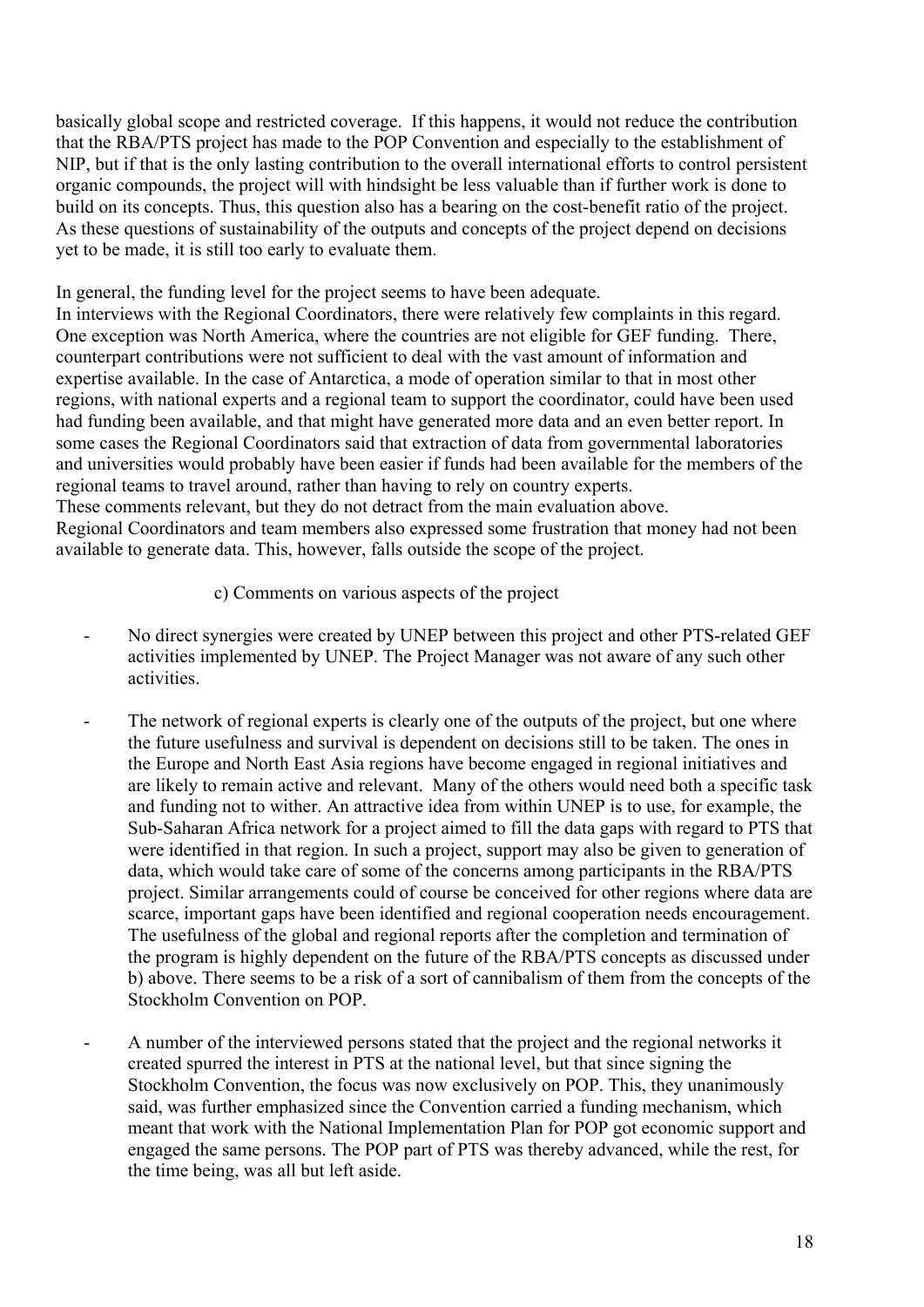basically global scope and restricted coverage. If this happens, it would not reduce the contribution that the RBA/PTS project has made to the POP Convention and especially to the establishment of NIP, but if that is the only lasting contribution to the overall international efforts to control persistent organic compounds, the project will with hindsight be less valuable than if further work is done to build on its concepts. Thus, this question also has a bearing on the cost-benefit ratio of the project. As these questions of sustainability of the outputs and concepts of the project depend on decisions yet to be made, it is still too early to evaluate them.

In general, the funding level for the project seems to have been adequate.
In interviews with the Regional Coordinators, there were relatively few complaints in this regard. One exception was North America, where the countries are not eligible for GEF funding. There, counterpart contributions were not sufficient to deal with the vast amount of information and expertise available. In the case of Antarctica, a mode of operation similar to that in most other regions, with national experts and a regional team to support the coordinator, could have been used had funding been available, and that might have generated more data and an even better report. In some cases the Regional Coordinators said that extraction of data from governmental laboratories and universities would probably have been easier if funds had been available for the members of the regional teams to travel around, rather than having to rely on country experts.
These comments relevant, but they do not detract from the main evaluation above.
Regional Coordinators and team members also expressed some frustration that money had not been available to generate data. This, however, falls outside the scope of the project.

c) Comments on various aspects of the project

- No direct synergies were created by UNEP between this project and other PTS-related GEF activities implemented by UNEP. The Project Manager was not aware of any such other activities.

- The network of regional experts is clearly one of the outputs of the project, but one where the future usefulness and survival is dependent on decisions still to be taken. The ones in the Europe and North East Asia regions have become engaged in regional initiatives and are likely to remain active and relevant. Many of the others would need both a specific task and funding not to wither. An attractive idea from within UNEP is to use, for example, the Sub-Saharan Africa network for a project aimed to fill the data gaps with regard to PTS that were identified in that region. In such a project, support may also be given to generation of data, which would take care of some of the concerns among participants in the RBA/PTS project. Similar arrangements could of course be conceived for other regions where data are scarce, important gaps have been identified and regional cooperation needs encouragement. The usefulness of the global and regional reports after the completion and termination of the program is highly dependent on the future of the RBA/PTS concepts as discussed under b) above. There seems to be a risk of a sort of cannibalism of them from the concepts of the Stockholm Convention on POP.

- A number of the interviewed persons stated that the project and the regional networks it created spurred the interest in PTS at the national level, but that since signing the Stockholm Convention, the focus was now exclusively on POP. This, they unanimously said, was further emphasized since the Convention carried a funding mechanism, which meant that work with the National Implementation Plan for POP got economic support and engaged the same persons. The POP part of PTS was thereby advanced, while the rest, for the time being, was all but left aside.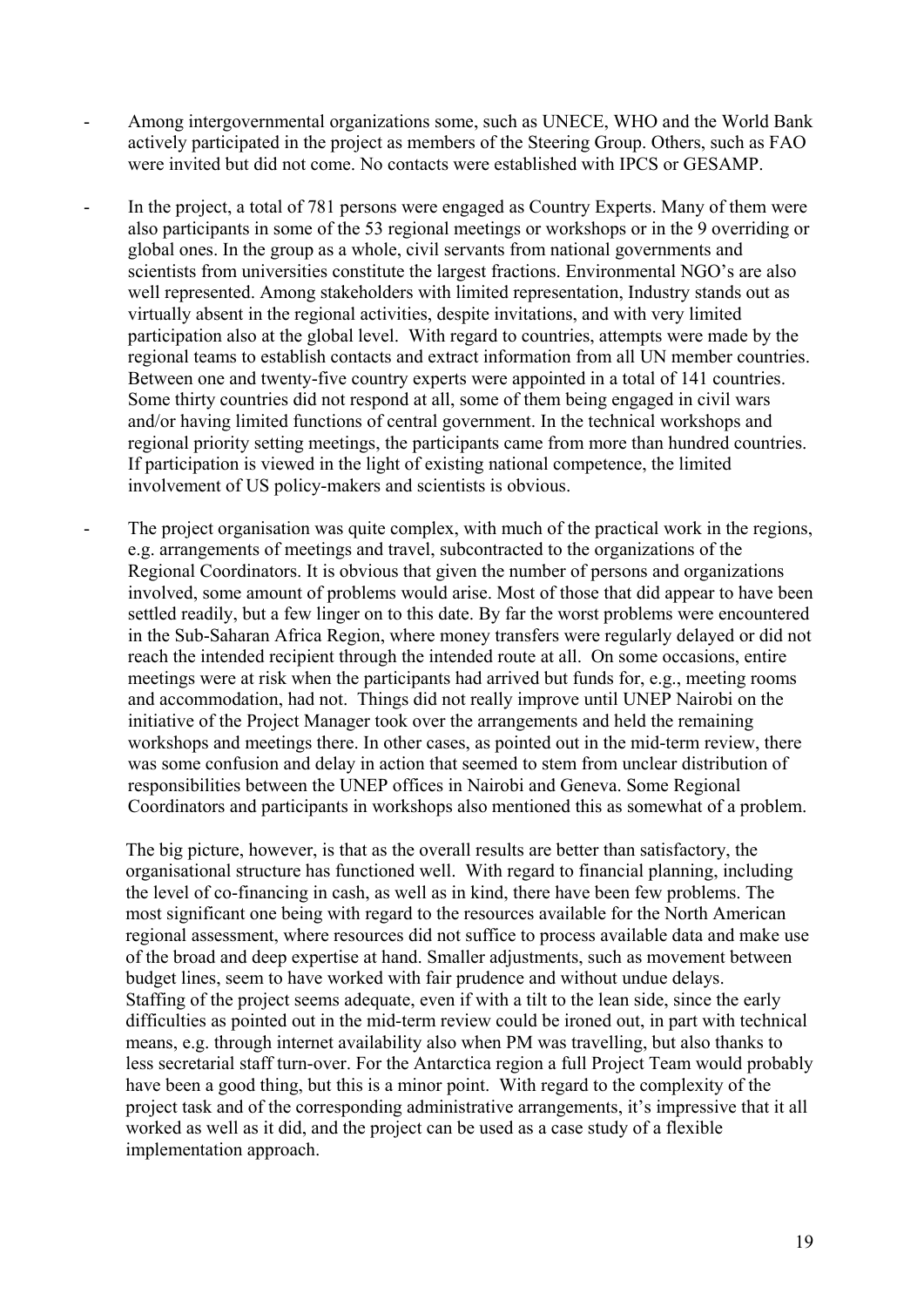- Among intergovernmental organizations some, such as UNECE, WHO and the World Bank actively participated in the project as members of the Steering Group. Others, such as FAO were invited but did not come. No contacts were established with IPCS or GESAMP.

- In the project, a total of 781 persons were engaged as Country Experts. Many of them were also participants in some of the 53 regional meetings or workshops or in the 9 overriding or global ones. In the group as a whole, civil servants from national governments and scientists from universities constitute the largest fractions. Environmental NGO's are also well represented. Among stakeholders with limited representation, Industry stands out as virtually absent in the regional activities, despite invitations, and with very limited participation also at the global level. With regard to countries, attempts were made by the regional teams to establish contacts and extract information from all UN member countries. Between one and twenty-five country experts were appointed in a total of 141 countries. Some thirty countries did not respond at all, some of them being engaged in civil wars and/or having limited functions of central government. In the technical workshops and regional priority setting meetings, the participants came from more than hundred countries. If participation is viewed in the light of existing national competence, the limited involvement of US policy-makers and scientists is obvious.

- The project organisation was quite complex, with much of the practical work in the regions, e.g. arrangements of meetings and travel, subcontracted to the organizations of the Regional Coordinators. It is obvious that given the number of persons and organizations involved, some amount of problems would arise. Most of those that did appear to have been settled readily, but a few linger on to this date. By far the worst problems were encountered in the Sub-Saharan Africa Region, where money transfers were regularly delayed or did not reach the intended recipient through the intended route at all. On some occasions, entire meetings were at risk when the participants had arrived but funds for, e.g., meeting rooms and accommodation, had not. Things did not really improve until UNEP Nairobi on the initiative of the Project Manager took over the arrangements and held the remaining workshops and meetings there. In other cases, as pointed out in the mid-term review, there was some confusion and delay in action that seemed to stem from unclear distribution of responsibilities between the UNEP offices in Nairobi and Geneva. Some Regional Coordinators and participants in workshops also mentioned this as somewhat of a problem.

  The big picture, however, is that as the overall results are better than satisfactory, the organisational structure has functioned well. With regard to financial planning, including the level of co-financing in cash, as well as in kind, there have been few problems. The most significant one being with regard to the resources available for the North American regional assessment, where resources did not suffice to process available data and make use of the broad and deep expertise at hand. Smaller adjustments, such as movement between budget lines, seem to have worked with fair prudence and without undue delays. Staffing of the project seems adequate, even if with a tilt to the lean side, since the early difficulties as pointed out in the mid-term review could be ironed out, in part with technical means, e.g. through internet availability also when PM was travelling, but also thanks to less secretarial staff turn-over. For the Antarctica region a full Project Team would probably have been a good thing, but this is a minor point. With regard to the complexity of the project task and of the corresponding administrative arrangements, it's impressive that it all worked as well as it did, and the project can be used as a case study of a flexible implementation approach.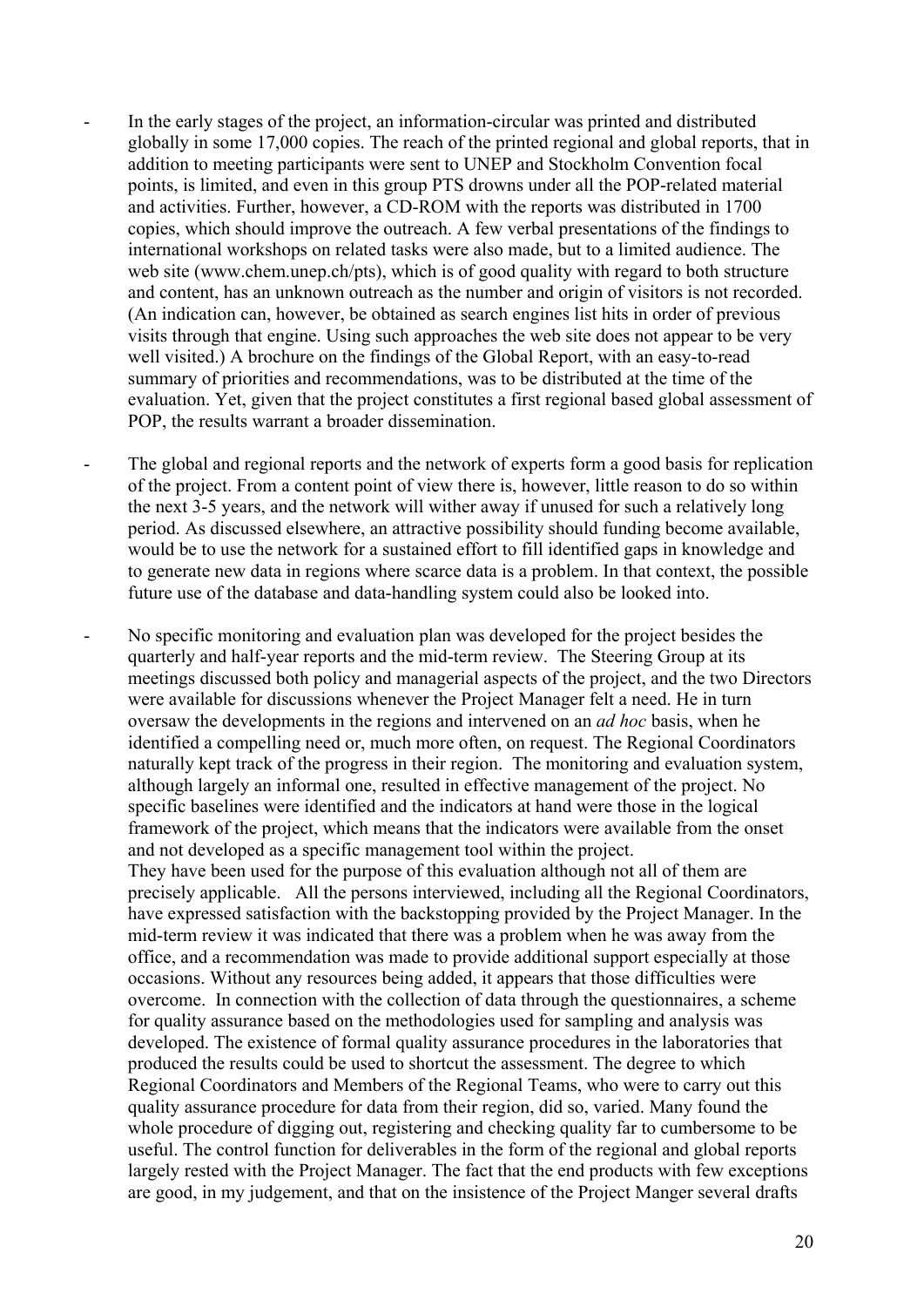- In the early stages of the project, an information-circular was printed and distributed globally in some 17,000 copies. The reach of the printed regional and global reports, that in addition to meeting participants were sent to UNEP and Stockholm Convention focal points, is limited, and even in this group PTS drowns under all the POP-related material and activities. Further, however, a CD-ROM with the reports was distributed in 1700 copies, which should improve the outreach. A few verbal presentations of the findings to international workshops on related tasks were also made, but to a limited audience. The web site (www.chem.unep.ch/pts), which is of good quality with regard to both structure and content, has an unknown outreach as the number and origin of visitors is not recorded. (An indication can, however, be obtained as search engines list hits in order of previous visits through that engine. Using such approaches the web site does not appear to be very well visited.) A brochure on the findings of the Global Report, with an easy-to-read summary of priorities and recommendations, was to be distributed at the time of the evaluation. Yet, given that the project constitutes a first regional based global assessment of POP, the results warrant a broader dissemination.

- The global and regional reports and the network of experts form a good basis for replication of the project. From a content point of view there is, however, little reason to do so within the next 3-5 years, and the network will wither away if unused for such a relatively long period. As discussed elsewhere, an attractive possibility should funding become available, would be to use the network for a sustained effort to fill identified gaps in knowledge and to generate new data in regions where scarce data is a problem. In that context, the possible future use of the database and data-handling system could also be looked into.

- No specific monitoring and evaluation plan was developed for the project besides the quarterly and half-year reports and the mid-term review. The Steering Group at its meetings discussed both policy and managerial aspects of the project, and the two Directors were available for discussions whenever the Project Manager felt a need. He in turn oversaw the developments in the regions and intervened on an *ad hoc* basis, when he identified a compelling need or, much more often, on request. The Regional Coordinators naturally kept track of the progress in their region. The monitoring and evaluation system, although largely an informal one, resulted in effective management of the project. No specific baselines were identified and the indicators at hand were those in the logical framework of the project, which means that the indicators were available from the onset and not developed as a specific management tool within the project.
  They have been used for the purpose of this evaluation although not all of them are precisely applicable. All the persons interviewed, including all the Regional Coordinators, have expressed satisfaction with the backstopping provided by the Project Manager. In the mid-term review it was indicated that there was a problem when he was away from the office, and a recommendation was made to provide additional support especially at those occasions. Without any resources being added, it appears that those difficulties were overcome. In connection with the collection of data through the questionnaires, a scheme for quality assurance based on the methodologies used for sampling and analysis was developed. The existence of formal quality assurance procedures in the laboratories that produced the results could be used to shortcut the assessment. The degree to which Regional Coordinators and Members of the Regional Teams, who were to carry out this quality assurance procedure for data from their region, did so, varied. Many found the whole procedure of digging out, registering and checking quality far to cumbersome to be useful. The control function for deliverables in the form of the regional and global reports largely rested with the Project Manager. The fact that the end products with few exceptions are good, in my judgement, and that on the insistence of the Project Manger several drafts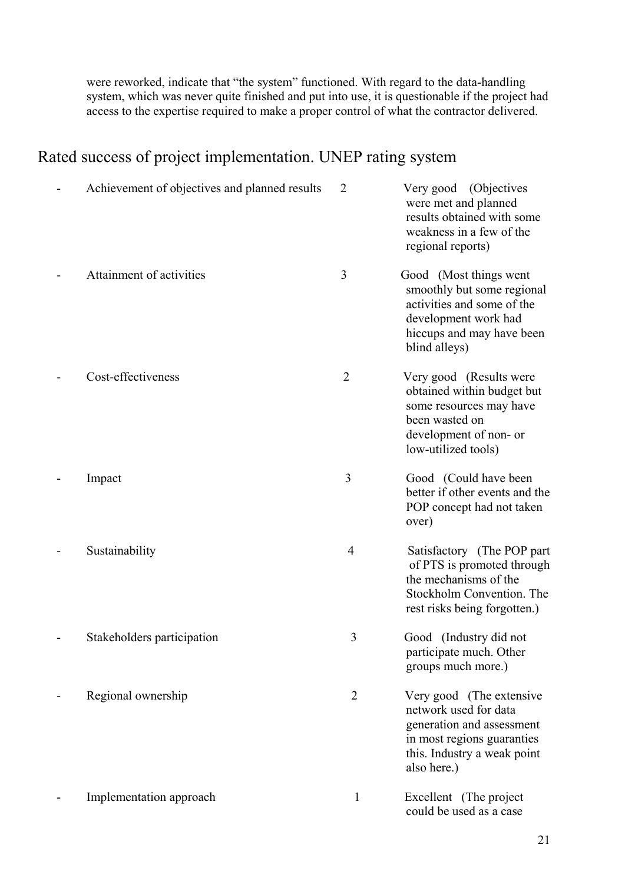were reworked, indicate that "the system" functioned. With regard to the data-handling system, which was never quite finished and put into use, it is questionable if the project had access to the expertise required to make a proper control of what the contractor delivered.

## Rated success of project implementation. UNEP rating system

| | | |
|---|---|---|
| - Achievement of objectives and planned results | 2 | Very good (Objectives were met and planned results obtained with some weakness in a few of the regional reports) |
| - Attainment of activities | 3 | Good (Most things went smoothly but some regional activities and some of the development work had hiccups and may have been blind alleys) |
| - Cost-effectiveness | 2 | Very good (Results were obtained within budget but some resources may have been wasted on development of non- or low-utilized tools) |
| - Impact | 3 | Good (Could have been better if other events and the POP concept had not taken over) |
| - Sustainability | 4 | Satisfactory (The POP part of PTS is promoted through the mechanisms of the Stockholm Convention. The rest risks being forgotten.) |
| - Stakeholders participation | 3 | Good (Industry did not participate much. Other groups much more.) |
| - Regional ownership | 2 | Very good (The extensive network used for data generation and assessment in most regions guaranties this. Industry a weak point also here.) |
| - Implementation approach | 1 | Excellent (The project could be used as a case |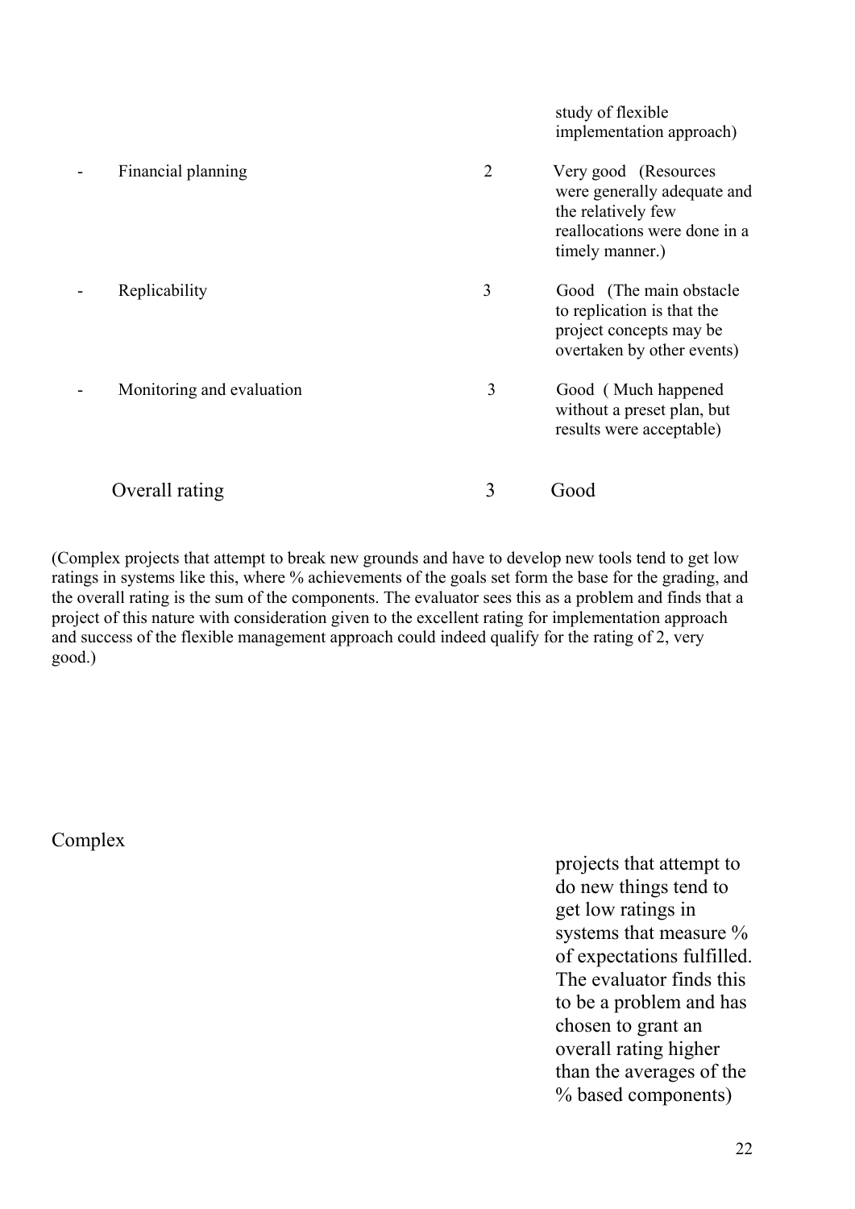| | | |
|---|---|---|
| | | study of flexible implementation approach) |
| - Financial planning | 2 | Very good (Resources were generally adequate and the relatively few reallocations were done in a timely manner.) |
| - Replicability | 3 | Good (The main obstacle to replication is that the project concepts may be overtaken by other events) |
| - Monitoring and evaluation | 3 | Good ( Much happened without a preset plan, but results were acceptable) |
| Overall rating | 3 | Good |

(Complex projects that attempt to break new grounds and have to develop new tools tend to get low ratings in systems like this, where % achievements of the goals set form the base for the grading, and the overall rating is the sum of the components. The evaluator sees this as a problem and finds that a project of this nature with consideration given to the excellent rating for implementation approach and success of the flexible management approach could indeed qualify for the rating of 2, very good.)

Complex

projects that attempt to do new things tend to get low ratings in systems that measure % of expectations fulfilled. The evaluator finds this to be a problem and has chosen to grant an overall rating higher than the averages of the % based components)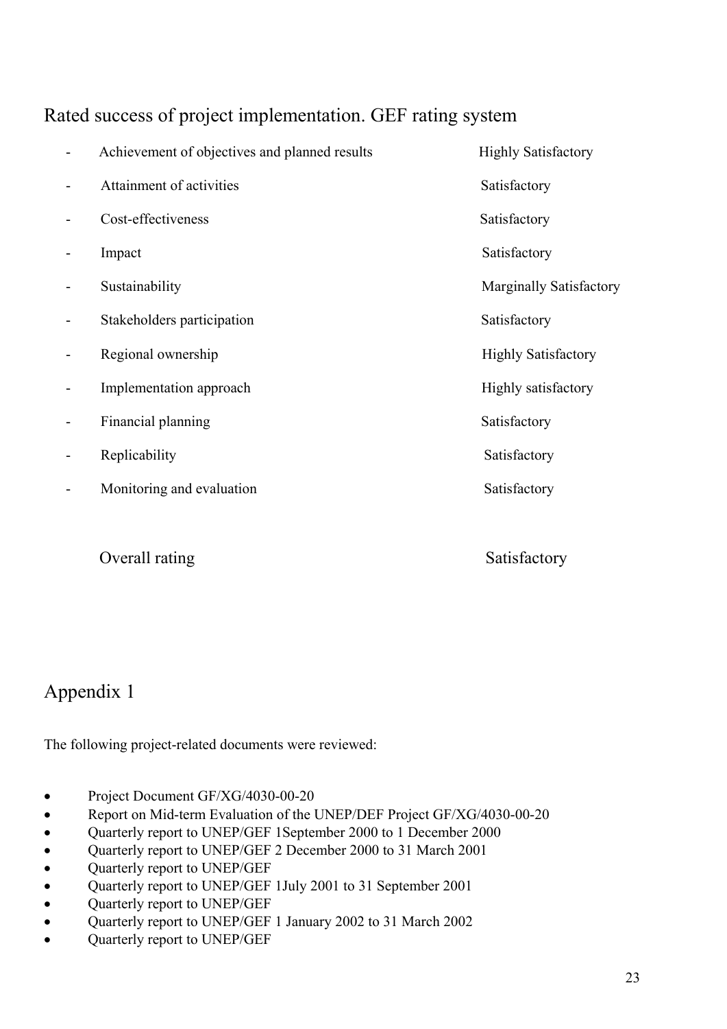## Rated success of project implementation. GEF rating system

- Achievement of objectives and planned results — Highly Satisfactory
- Attainment of activities — Satisfactory
- Cost-effectiveness — Satisfactory
- Impact — Satisfactory
- Sustainability — Marginally Satisfactory
- Stakeholders participation — Satisfactory
- Regional ownership — Highly Satisfactory
- Implementation approach — Highly satisfactory
- Financial planning — Satisfactory
- Replicability — Satisfactory
- Monitoring and evaluation — Satisfactory

Overall rating — Satisfactory

## Appendix 1

The following project-related documents were reviewed:

- Project Document GF/XG/4030-00-20
- Report on Mid-term Evaluation of the UNEP/DEF Project GF/XG/4030-00-20
- Quarterly report to UNEP/GEF 1September 2000 to 1 December 2000
- Quarterly report to UNEP/GEF 2 December 2000 to 31 March 2001
- Quarterly report to UNEP/GEF
- Quarterly report to UNEP/GEF 1July 2001 to 31 September 2001
- Quarterly report to UNEP/GEF
- Quarterly report to UNEP/GEF 1 January 2002 to 31 March 2002
- Quarterly report to UNEP/GEF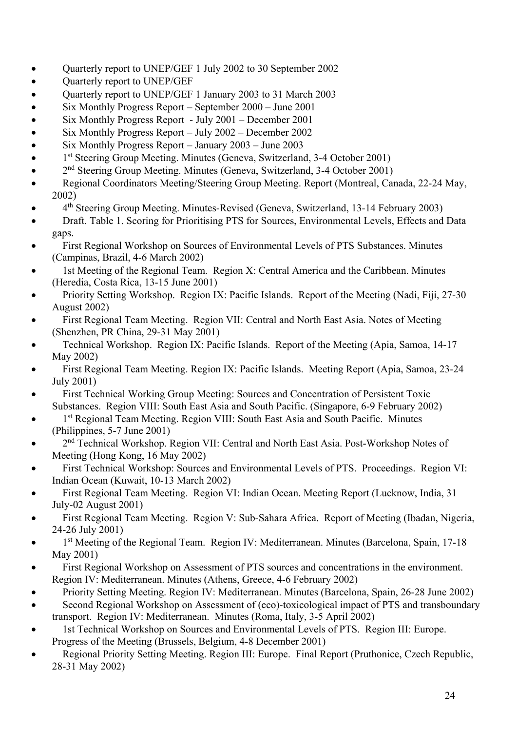- Quarterly report to UNEP/GEF 1 July 2002 to 30 September 2002
- Quarterly report to UNEP/GEF
- Quarterly report to UNEP/GEF 1 January 2003 to 31 March 2003
- Six Monthly Progress Report – September 2000 – June 2001
- Six Monthly Progress Report - July 2001 – December 2001
- Six Monthly Progress Report – July 2002 – December 2002
- Six Monthly Progress Report – January 2003 – June 2003
- 1st Steering Group Meeting. Minutes (Geneva, Switzerland, 3-4 October 2001)
- 2nd Steering Group Meeting. Minutes (Geneva, Switzerland, 3-4 October 2001)
- Regional Coordinators Meeting/Steering Group Meeting. Report (Montreal, Canada, 22-24 May, 2002)
- 4th Steering Group Meeting. Minutes-Revised (Geneva, Switzerland, 13-14 February 2003)
- Draft. Table 1. Scoring for Prioritising PTS for Sources, Environmental Levels, Effects and Data gaps.
- First Regional Workshop on Sources of Environmental Levels of PTS Substances. Minutes (Campinas, Brazil, 4-6 March 2002)
- 1st Meeting of the Regional Team. Region X: Central America and the Caribbean. Minutes (Heredia, Costa Rica, 13-15 June 2001)
- Priority Setting Workshop. Region IX: Pacific Islands. Report of the Meeting (Nadi, Fiji, 27-30 August 2002)
- First Regional Team Meeting. Region VII: Central and North East Asia. Notes of Meeting (Shenzhen, PR China, 29-31 May 2001)
- Technical Workshop. Region IX: Pacific Islands. Report of the Meeting (Apia, Samoa, 14-17 May 2002)
- First Regional Team Meeting. Region IX: Pacific Islands. Meeting Report (Apia, Samoa, 23-24 July 2001)
- First Technical Working Group Meeting: Sources and Concentration of Persistent Toxic Substances. Region VIII: South East Asia and South Pacific. (Singapore, 6-9 February 2002)
- 1st Regional Team Meeting. Region VIII: South East Asia and South Pacific. Minutes (Philippines, 5-7 June 2001)
- 2nd Technical Workshop. Region VII: Central and North East Asia. Post-Workshop Notes of Meeting (Hong Kong, 16 May 2002)
- First Technical Workshop: Sources and Environmental Levels of PTS. Proceedings. Region VI: Indian Ocean (Kuwait, 10-13 March 2002)
- First Regional Team Meeting. Region VI: Indian Ocean. Meeting Report (Lucknow, India, 31 July-02 August 2001)
- First Regional Team Meeting. Region V: Sub-Sahara Africa. Report of Meeting (Ibadan, Nigeria, 24-26 July 2001)
- 1st Meeting of the Regional Team. Region IV: Mediterranean. Minutes (Barcelona, Spain, 17-18 May 2001)
- First Regional Workshop on Assessment of PTS sources and concentrations in the environment. Region IV: Mediterranean. Minutes (Athens, Greece, 4-6 February 2002)
- Priority Setting Meeting. Region IV: Mediterranean. Minutes (Barcelona, Spain, 26-28 June 2002)
- Second Regional Workshop on Assessment of (eco)-toxicological impact of PTS and transboundary transport. Region IV: Mediterranean. Minutes (Roma, Italy, 3-5 April 2002)
- 1st Technical Workshop on Sources and Environmental Levels of PTS. Region III: Europe. Progress of the Meeting (Brussels, Belgium, 4-8 December 2001)
- Regional Priority Setting Meeting. Region III: Europe. Final Report (Pruthonice, Czech Republic, 28-31 May 2002)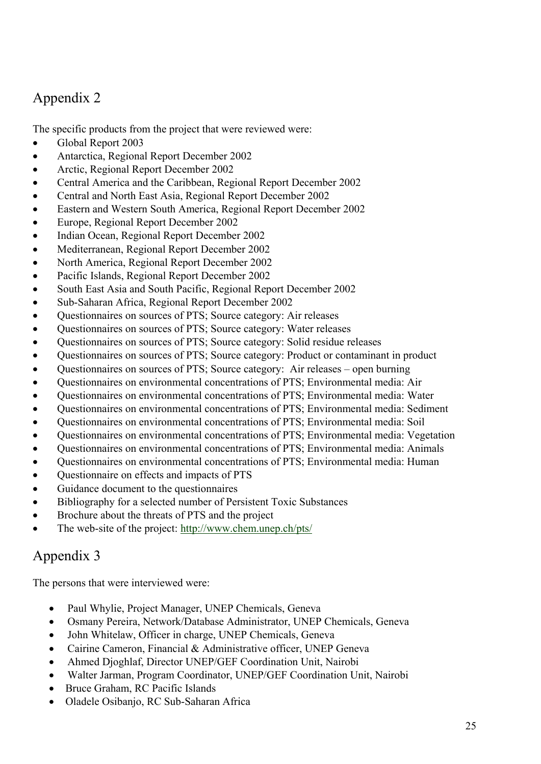## Appendix 2

The specific products from the project that were reviewed were:

- Global Report 2003
- Antarctica, Regional Report December 2002
- Arctic, Regional Report December 2002
- Central America and the Caribbean, Regional Report December 2002
- Central and North East Asia, Regional Report December 2002
- Eastern and Western South America, Regional Report December 2002
- Europe, Regional Report December 2002
- Indian Ocean, Regional Report December 2002
- Mediterranean, Regional Report December 2002
- North America, Regional Report December 2002
- Pacific Islands, Regional Report December 2002
- South East Asia and South Pacific, Regional Report December 2002
- Sub-Saharan Africa, Regional Report December 2002
- Questionnaires on sources of PTS; Source category: Air releases
- Questionnaires on sources of PTS; Source category: Water releases
- Questionnaires on sources of PTS; Source category: Solid residue releases
- Questionnaires on sources of PTS; Source category: Product or contaminant in product
- Questionnaires on sources of PTS; Source category: Air releases – open burning
- Questionnaires on environmental concentrations of PTS; Environmental media: Air
- Questionnaires on environmental concentrations of PTS; Environmental media: Water
- Questionnaires on environmental concentrations of PTS; Environmental media: Sediment
- Questionnaires on environmental concentrations of PTS; Environmental media: Soil
- Questionnaires on environmental concentrations of PTS; Environmental media: Vegetation
- Questionnaires on environmental concentrations of PTS; Environmental media: Animals
- Questionnaires on environmental concentrations of PTS; Environmental media: Human
- Questionnaire on effects and impacts of PTS
- Guidance document to the questionnaires
- Bibliography for a selected number of Persistent Toxic Substances
- Brochure about the threats of PTS and the project
- The web-site of the project: http://www.chem.unep.ch/pts/

## Appendix 3

The persons that were interviewed were:

- Paul Whylie, Project Manager, UNEP Chemicals, Geneva
- Osmany Pereira, Network/Database Administrator, UNEP Chemicals, Geneva
- John Whitelaw, Officer in charge, UNEP Chemicals, Geneva
- Cairine Cameron, Financial & Administrative officer, UNEP Geneva
- Ahmed Djoghlaf, Director UNEP/GEF Coordination Unit, Nairobi
- Walter Jarman, Program Coordinator, UNEP/GEF Coordination Unit, Nairobi
- Bruce Graham, RC Pacific Islands
- Oladele Osibanjo, RC Sub-Saharan Africa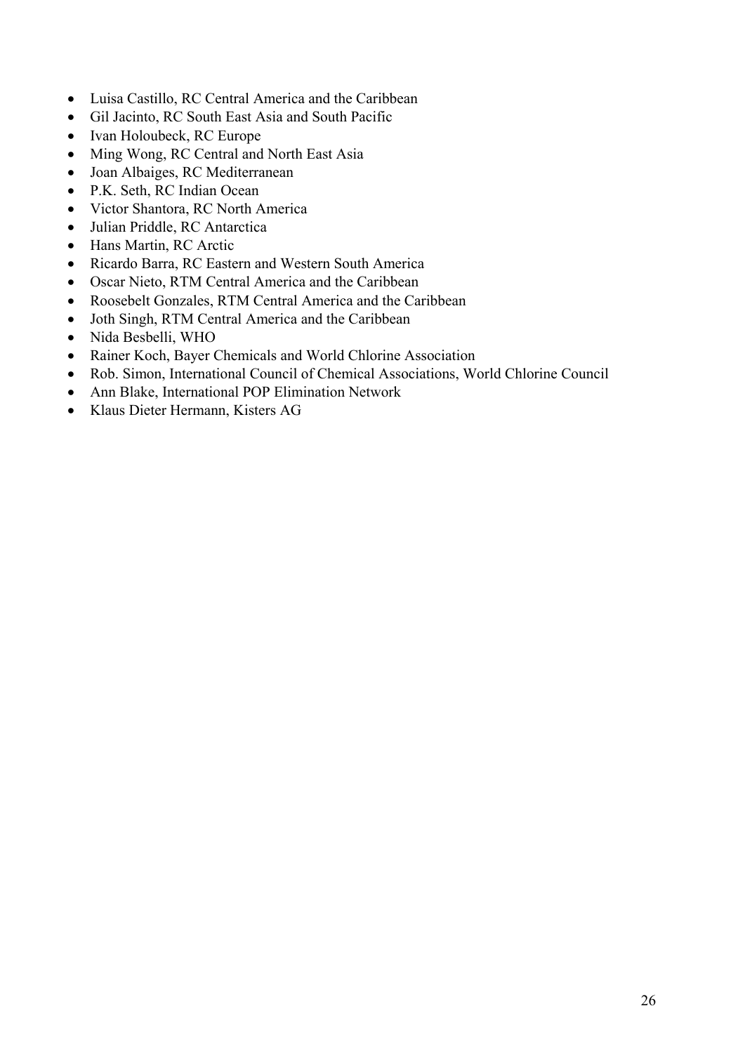- Luisa Castillo, RC Central America and the Caribbean
- Gil Jacinto, RC South East Asia and South Pacific
- Ivan Holoubeck, RC Europe
- Ming Wong, RC Central and North East Asia
- Joan Albaiges, RC Mediterranean
- P.K. Seth, RC Indian Ocean
- Victor Shantora, RC North America
- Julian Priddle, RC Antarctica
- Hans Martin, RC Arctic
- Ricardo Barra, RC Eastern and Western South America
- Oscar Nieto, RTM Central America and the Caribbean
- Roosebelt Gonzales, RTM Central America and the Caribbean
- Joth Singh, RTM Central America and the Caribbean
- Nida Besbelli, WHO
- Rainer Koch, Bayer Chemicals and World Chlorine Association
- Rob. Simon, International Council of Chemical Associations, World Chlorine Council
- Ann Blake, International POP Elimination Network
- Klaus Dieter Hermann, Kisters AG